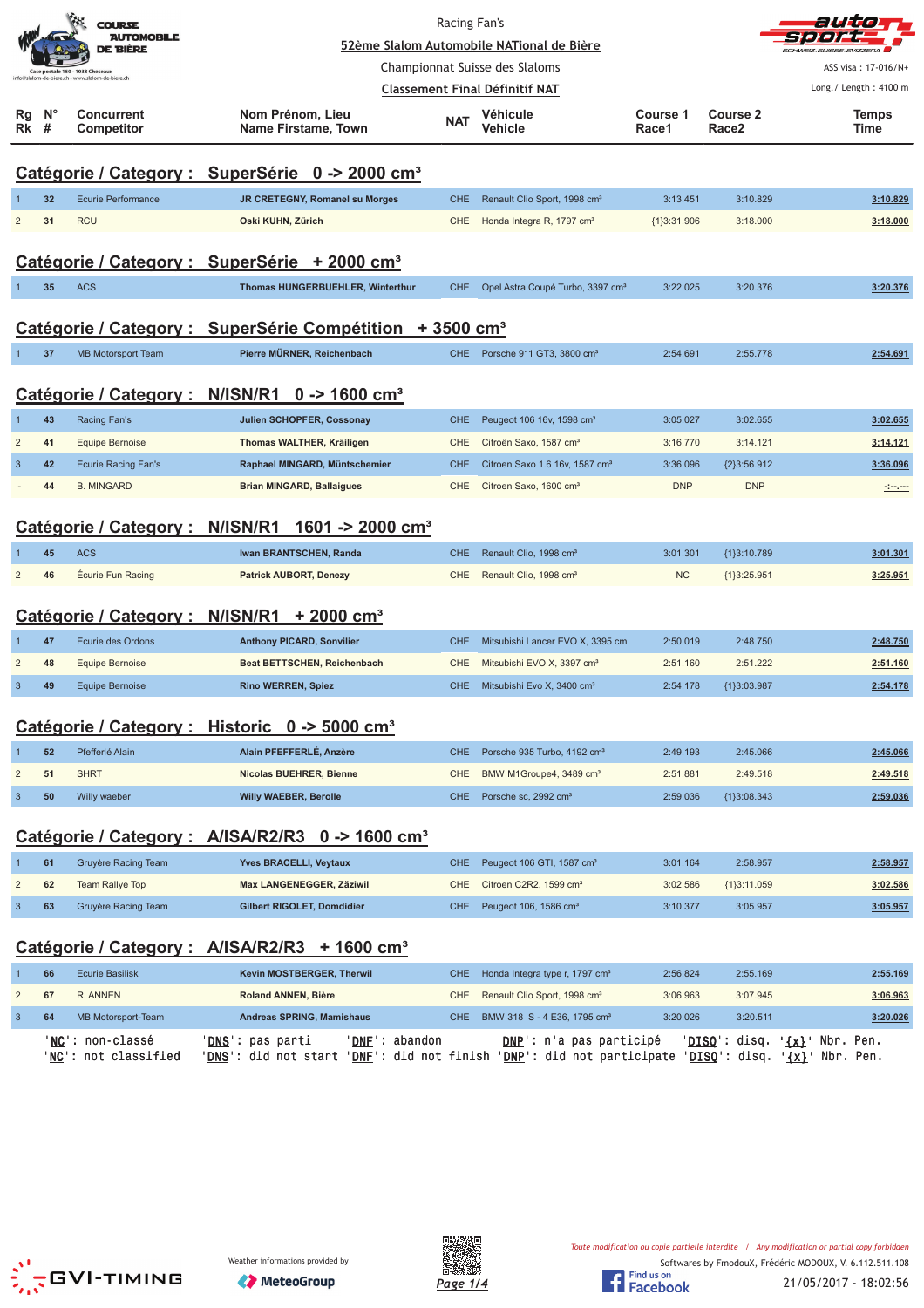Racing Fan's

52ème Slalom Automobile NATional de Bière

Championnat Suisse des Slaloms

Classement Final Définitif NAT

ASS visa : 17-016/N+

Long./ Length : 4100 m

## Catégorie / Category : SuperSérie 0 -> 2000 cm³

| Rg Rk | N° # | Concurrent Competitor | Nom Prénom, Lieu Name Firstame, Town | NAT | Véhicule Vehicle | Course 1 Race1 | Course 2 Race2 | Temps Time |
|---|---|---|---|---|---|---|---|---|
| 1 | 32 | Ecurie Performance | JR CRETEGNY, Romanel su Morges | CHE | Renault Clio Sport, 1998 cm³ | 3:13.451 | 3:10.829 | 3:10.829 |
| 2 | 31 | RCU | Oski KUHN, Zürich | CHE | Honda Integra R, 1797 cm³ | {1}3:31.906 | 3:18.000 | 3:18.000 |

## Catégorie / Category : SuperSérie + 2000 cm³

| Rg Rk | N° # | Concurrent Competitor | Nom Prénom, Lieu Name Firstame, Town | NAT | Véhicule Vehicle | Course 1 Race1 | Course 2 Race2 | Temps Time |
|---|---|---|---|---|---|---|---|---|
| 1 | 35 | ACS | Thomas HUNGERBUEHLER, Winterthur | CHE | Opel Astra Coupé Turbo, 3397 cm³ | 3:22.025 | 3:20.376 | 3:20.376 |

## Catégorie / Category : SuperSérie Compétition + 3500 cm³

| Rg Rk | N° # | Concurrent Competitor | Nom Prénom, Lieu Name Firstame, Town | NAT | Véhicule Vehicle | Course 1 Race1 | Course 2 Race2 | Temps Time |
|---|---|---|---|---|---|---|---|---|
| 1 | 37 | MB Motorsport Team | Pierre MÜRNER, Reichenbach | CHE | Porsche 911 GT3, 3800 cm³ | 2:54.691 | 2:55.778 | 2:54.691 |

## Catégorie / Category : N/ISN/R1 0 -> 1600 cm³

| Rg Rk | N° # | Concurrent Competitor | Nom Prénom, Lieu Name Firstame, Town | NAT | Véhicule Vehicle | Course 1 Race1 | Course 2 Race2 | Temps Time |
|---|---|---|---|---|---|---|---|---|
| 1 | 43 | Racing Fan's | Julien SCHOPFER, Cossonay | CHE | Peugeot 106 16v, 1598 cm³ | 3:05.027 | 3:02.655 | 3:02.655 |
| 2 | 41 | Equipe Bernoise | Thomas WALTHER, Kräiligen | CHE | Citroën Saxo, 1587 cm³ | 3:16.770 | 3:14.121 | 3:14.121 |
| 3 | 42 | Ecurie Racing Fan's | Raphael MINGARD, Müntschemier | CHE | Citroen Saxo 1.6 16v, 1587 cm³ | 3:36.096 | {2}3:56.912 | 3:36.096 |
| - | 44 | B. MINGARD | Brian MINGARD, Ballaigues | CHE | Citroen Saxo, 1600 cm³ | DNP | DNP | -:--.--- |

## Catégorie / Category : N/ISN/R1 1601 -> 2000 cm³

| Rg Rk | N° # | Concurrent Competitor | Nom Prénom, Lieu Name Firstame, Town | NAT | Véhicule Vehicle | Course 1 Race1 | Course 2 Race2 | Temps Time |
|---|---|---|---|---|---|---|---|---|
| 1 | 45 | ACS | Iwan BRANTSCHEN, Randa | CHE | Renault Clio, 1998 cm³ | 3:01.301 | {1}3:10.789 | 3:01.301 |
| 2 | 46 | Écurie Fun Racing | Patrick AUBORT, Denezy | CHE | Renault Clio, 1998 cm³ | NC | {1}3:25.951 | 3:25.951 |

## Catégorie / Category : N/ISN/R1 + 2000 cm³

| Rg Rk | N° # | Concurrent Competitor | Nom Prénom, Lieu Name Firstame, Town | NAT | Véhicule Vehicle | Course 1 Race1 | Course 2 Race2 | Temps Time |
|---|---|---|---|---|---|---|---|---|
| 1 | 47 | Ecurie des Ordons | Anthony PICARD, Sonvilier | CHE | Mitsubishi Lancer EVO X, 3395 cm | 2:50.019 | 2:48.750 | 2:48.750 |
| 2 | 48 | Equipe Bernoise | Beat BETTSCHEN, Reichenbach | CHE | Mitsubishi EVO X, 3397 cm³ | 2:51.160 | 2:51.222 | 2:51.160 |
| 3 | 49 | Equipe Bernoise | Rino WERREN, Spiez | CHE | Mitsubishi Evo X, 3400 cm³ | 2:54.178 | {1}3:03.987 | 2:54.178 |

## Catégorie / Category : Historic 0 -> 5000 cm³

| Rg Rk | N° # | Concurrent Competitor | Nom Prénom, Lieu Name Firstame, Town | NAT | Véhicule Vehicle | Course 1 Race1 | Course 2 Race2 | Temps Time |
|---|---|---|---|---|---|---|---|---|
| 1 | 52 | Pfefferlé Alain | Alain PFEFFERLÉ, Anzère | CHE | Porsche 935 Turbo, 4192 cm³ | 2:49.193 | 2:45.066 | 2:45.066 |
| 2 | 51 | SHRT | Nicolas BUEHRER, Bienne | CHE | BMW M1Groupe4, 3489 cm³ | 2:51.881 | 2:49.518 | 2:49.518 |
| 3 | 50 | Willy waeber | Willy WAEBER, Berolle | CHE | Porsche sc, 2992 cm³ | 2:59.036 | {1}3:08.343 | 2:59.036 |

## Catégorie / Category : A/ISA/R2/R3 0 -> 1600 cm³

| Rg Rk | N° # | Concurrent Competitor | Nom Prénom, Lieu Name Firstame, Town | NAT | Véhicule Vehicle | Course 1 Race1 | Course 2 Race2 | Temps Time |
|---|---|---|---|---|---|---|---|---|
| 1 | 61 | Gruyère Racing Team | Yves BRACELLI, Veytaux | CHE | Peugeot 106 GTI, 1587 cm³ | 3:01.164 | 2:58.957 | 2:58.957 |
| 2 | 62 | Team Rallye Top | Max LANGENEGGER, Zäziwil | CHE | Citroen C2R2, 1599 cm³ | 3:02.586 | {1}3:11.059 | 3:02.586 |
| 3 | 63 | Gruyère Racing Team | Gilbert RIGOLET, Domdidier | CHE | Peugeot 106, 1586 cm³ | 3:10.377 | 3:05.957 | 3:05.957 |

## Catégorie / Category : A/ISA/R2/R3 + 1600 cm³

| Rg Rk | N° # | Concurrent Competitor | Nom Prénom, Lieu Name Firstame, Town | NAT | Véhicule Vehicle | Course 1 Race1 | Course 2 Race2 | Temps Time |
|---|---|---|---|---|---|---|---|---|
| 1 | 66 | Ecurie Basilisk | Kevin MOSTBERGER, Therwil | CHE | Honda Integra type r, 1797 cm³ | 2:56.824 | 2:55.169 | 2:55.169 |
| 2 | 67 | R. ANNEN | Roland ANNEN, Bière | CHE | Renault Clio Sport, 1998 cm³ | 3:06.963 | 3:07.945 | 3:06.963 |
| 3 | 64 | MB Motorsport-Team | Andreas SPRING, Mamishaus | CHE | BMW 318 IS - 4 E36, 1795 cm³ | 3:20.026 | 3:20.511 | 3:20.026 |

'NC': non-classé 'DNS': pas parti 'DNF': abandon 'DNP': n'a pas participé 'DISQ': disq. '{x}' Nbr. Pen.
'NC': not classified 'DNS': did not start 'DNF': did not finish 'DNP': did not participate 'DISQ': disq. '{x}' Nbr. Pen.

Weather informations provided by MeteoGroup

*Toute modification ou copie partielle interdite / Any modification or partial copy forbidden*

Softwares by FmodouX, Frédéric MODOUX, V. 6.112.511.108

21/05/2017 - 18:02:56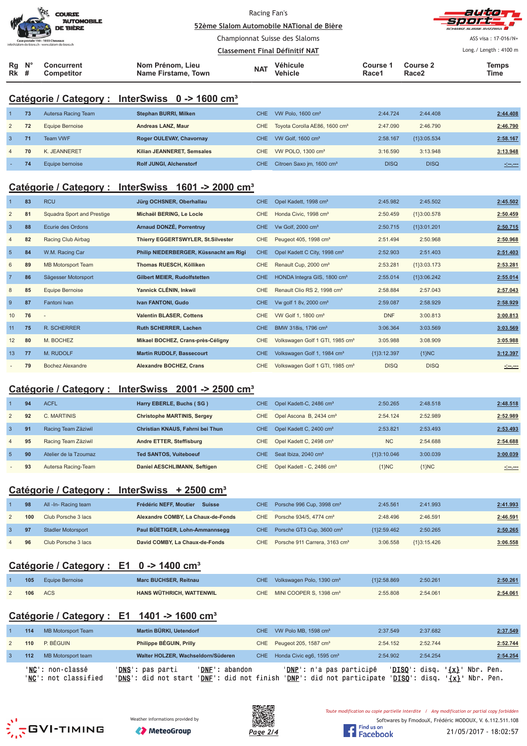Racing Fan's

52ème Slalom Automobile NATional de Bière

Championnat Suisse des Slaloms

Classement Final Définitif NAT

ASS visa : 17-016/N+

Long./ Length : 4100 m

## Catégorie / Category : InterSwiss 0 -> 1600 cm³

| Rg Rk | N° # | Concurrent Competitor | Nom Prénom, Lieu Name Firstame, Town | NAT | Véhicule Vehicle | Course 1 Race1 | Course 2 Race2 | Temps Time |
|---|---|---|---|---|---|---|---|---|
| 1 | 73 | Autersa Racing Team | **Stephan BURRI, Milken** | CHE | VW Polo, 1600 cm³ | 2:44.724 | 2:44.408 | 2:44.408 |
| 2 | 72 | Equipe Bernoise | **Andreas LANZ, Maur** | CHE | Toyota Corolla AE86, 1600 cm³ | 2:47.090 | 2:46.790 | 2:46.790 |
| 3 | 71 | Team VWF | **Roger OULEVAY, Chavornay** | CHE | VW Golf, 1600 cm³ | 2:58.167 | {1}3:05.534 | 2:58.167 |
| 4 | 70 | K. JEANNERET | **Kilian JEANNERET, Semsales** | CHE | VW POLO, 1300 cm³ | 3:16.590 | 3:13.948 | 3:13.948 |
| - | 74 | Equipe bernoise | **Rolf JUNGI, Alchenstorf** | CHE | Citroen Saxo jm, 1600 cm³ | DISQ | DISQ | -:--.--- |

## Catégorie / Category : InterSwiss 1601 -> 2000 cm³

| Rg Rk | N° # | Concurrent Competitor | Nom Prénom, Lieu Name Firstame, Town | NAT | Véhicule Vehicle | Course 1 Race1 | Course 2 Race2 | Temps Time |
|---|---|---|---|---|---|---|---|---|
| 1 | 83 | RCU | **Jürg OCHSNER, Oberhallau** | CHE | Opel Kadett, 1998 cm³ | 2:45.982 | 2:45.502 | 2:45.502 |
| 2 | 81 | Squadra Sport and Prestige | **Michaël BERING, Le Locle** | CHE | Honda Civic, 1998 cm³ | 2:50.459 | {1}3:00.578 | 2:50.459 |
| 3 | 88 | Ecurie des Ordons | **Arnaud DONZÉ, Porrentruy** | CHE | Vw Golf, 2000 cm³ | 2:50.715 | {1}3:01.201 | 2:50.715 |
| 4 | 82 | Racing Club Airbag | **Thierry EGGERTSWYLER, St.Silvester** | CHE | Peugeot 405, 1998 cm³ | 2:51.494 | 2:50.968 | 2:50.968 |
| 5 | 84 | W.M. Racing Car | **Philip NIEDERBERGER, Küssnacht am Rigi** | CHE | Opel Kadett C City, 1998 cm³ | 2:52.903 | 2:51.403 | 2:51.403 |
| 6 | 89 | MB Motorsport Team | **Thomas RUESCH, Kölliken** | CHE | Renault Cup, 2000 cm³ | 2:53.281 | {1}3:03.173 | 2:53.281 |
| 7 | 86 | Sägesser Motorsport | **Gilbert MEIER, Rudolfstetten** | CHE | HONDA Integra GIS, 1800 cm³ | 2:55.014 | {1}3:06.242 | 2:55.014 |
| 8 | 85 | Equipe Bernoise | **Yannick CLÉNIN, Inkwil** | CHE | Renault Clio RS 2, 1998 cm³ | 2:58.884 | 2:57.043 | 2:57.043 |
| 9 | 87 | Fantoni Ivan | **Ivan FANTONI, Gudo** | CHE | Vw golf 1 8v, 2000 cm³ | 2:59.087 | 2:58.929 | 2:58.929 |
| 10 | 76 | - | **Valentin BLASER, Cottens** | CHE | VW Golf 1, 1800 cm³ | DNF | 3:00.813 | 3:00.813 |
| 11 | 75 | R. SCHERRER | **Ruth SCHERRER, Lachen** | CHE | BMW 318is, 1796 cm³ | 3:06.364 | 3:03.569 | 3:03.569 |
| 12 | 80 | M. BOCHEZ | **Mikael BOCHEZ, Crans-près-Céligny** | CHE | Volkswagen Golf 1 GTI, 1985 cm³ | 3:05.988 | 3:08.909 | 3:05.988 |
| 13 | 77 | M. RUDOLF | **Martin RUDOLF, Bassecourt** | CHE | Volkswagen Golf 1, 1984 cm³ | {1}3:12.397 | {1}NC | 3:12.397 |
| - | 79 | Bochez Alexandre | **Alexandre BOCHEZ, Crans** | CHE | Volkswagen Golf 1 GTI, 1985 cm³ | DISQ | DISQ | -:--.--- |

## Catégorie / Category : InterSwiss 2001 -> 2500 cm³

| Rg Rk | N° # | Concurrent Competitor | Nom Prénom, Lieu Name Firstame, Town | NAT | Véhicule Vehicle | Course 1 Race1 | Course 2 Race2 | Temps Time |
|---|---|---|---|---|---|---|---|---|
| 1 | 94 | ACFL | **Harry EBERLE, Buchs ( SG )** | CHE | Opel Kadett-C, 2486 cm³ | 2:50.265 | 2:48.518 | 2:48.518 |
| 2 | 92 | C. MARTINIS | **Christophe MARTINIS, Sergey** | CHE | Opel Ascona B, 2434 cm³ | 2:54.124 | 2:52.989 | 2:52.989 |
| 3 | 91 | Racing Team Zäziwil | **Christian KNAUS, Fahrni bei Thun** | CHE | Opel Kadett C, 2400 cm³ | 2:53.821 | 2:53.493 | 2:53.493 |
| 4 | 95 | Racing Team Zäziwil | **Andre ETTER, Steffisburg** | CHE | Opel Kadett C, 2498 cm³ | NC | 2:54.688 | 2:54.688 |
| 5 | 90 | Atelier de la Tzoumaz | **Ted SANTOS, Vuiteboeuf** | CHE | Seat Ibiza, 2040 cm³ | {1}3:10.046 | 3:00.039 | 3:00.039 |
| - | 93 | Autersa Racing-Team | **Daniel AESCHLIMANN, Seftigen** | CHE | Opel Kadett - C, 2486 cm³ | {1}NC | {1}NC | -:--.--- |

## Catégorie / Category : InterSwiss + 2500 cm³

| Rg Rk | N° # | Concurrent Competitor | Nom Prénom, Lieu Name Firstame, Town | NAT | Véhicule Vehicle | Course 1 Race1 | Course 2 Race2 | Temps Time |
|---|---|---|---|---|---|---|---|---|
| 1 | 98 | All -In- Racing team | **Frédéric NEFF, Moutier Suisse** | CHE | Porsche 996 Cup, 3998 cm³ | 2:45.561 | 2:41.993 | 2:41.993 |
| 2 | 100 | Club Porsche 3 lacs | **Alexandre COMBY, La Chaux-de-Fonds** | CHE | Porsche 934/5, 4774 cm³ | 2:48.496 | 2:46.591 | 2:46.591 |
| 3 | 97 | Stadler Motorsport | **Paul BÜETIGER, Lohn-Ammannsegg** | CHE | Porsche GT3 Cup, 3600 cm³ | {1}2:59.462 | 2:50.265 | 2:50.265 |
| 4 | 96 | Club Porsche 3 lacs | **David COMBY, La Chaux-de-Fonds** | CHE | Porsche 911 Carrera, 3163 cm³ | 3:06.558 | {1}3:15.426 | 3:06.558 |

## Catégorie / Category : E1 0 -> 1400 cm³

| Rg Rk | N° # | Concurrent Competitor | Nom Prénom, Lieu Name Firstame, Town | NAT | Véhicule Vehicle | Course 1 Race1 | Course 2 Race2 | Temps Time |
|---|---|---|---|---|---|---|---|---|
| 1 | 105 | Equipe Bernoise | **Marc BUCHSER, Reitnau** | CHE | Volkswagen Polo, 1390 cm³ | {1}2:58.869 | 2:50.261 | 2:50.261 |
| 2 | 106 | ACS | **HANS WÜTHRICH, WATTENWIL** | CHE | MINI COOPER S, 1398 cm³ | 2:55.808 | 2:54.061 | 2:54.061 |

## Catégorie / Category : E1 1401 -> 1600 cm³

| Rg Rk | N° # | Concurrent Competitor | Nom Prénom, Lieu Name Firstame, Town | NAT | Véhicule Vehicle | Course 1 Race1 | Course 2 Race2 | Temps Time |
|---|---|---|---|---|---|---|---|---|
| 1 | 114 | MB Motorsport Team | **Martin BÜRKI, Uetendorf** | CHE | VW Polo MB, 1598 cm³ | 2:37.549 | 2:37.682 | 2:37.549 |
| 2 | 110 | P. BÉGUIN | **Philippe BÉGUIN, Prilly** | CHE | Peugeot 205, 1587 cm³ | 2:54.152 | 2:52.744 | 2:52.744 |
| 3 | 112 | MB Motorsport team | **Walter HOLZER, Wachseldorn/Süderen** | CHE | Honda Civic eg6, 1595 cm³ | 2:54.902 | 2:54.254 | 2:54.254 |

'NC': non-classé 'DNS': pas parti 'DNF': abandon 'DNP': n'a pas participé 'DISQ': disq. '{x}' Nbr. Pen.
'NC': not classified 'DNS': did not start 'DNF': did not finish 'DNP': did not participate 'DISQ': disq. '{x}' Nbr. Pen.

Weather informations provided by MeteoGroup

Toute modification ou copie partielle interdite / Any modification or partial copy forbidden

Softwares by FmodouX, Frédéric MODOUX, V. 6.112.511.108

21/05/2017 - 18:02:57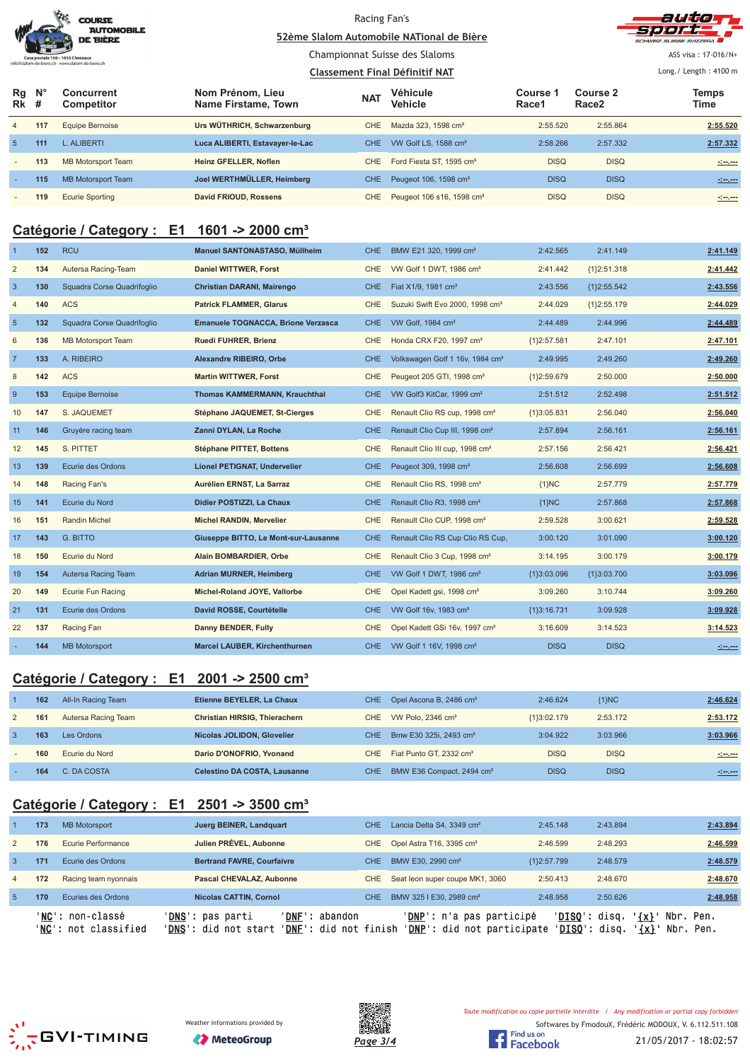Racing Fan's

52ème Slalom Automobile NATional de Bière

Championnat Suisse des Slaloms

Classement Final Définitif NAT

ASS visa : 17-016/N+

Long./ Length : 4100 m

| Rg Rk | N° # | Concurrent Competitor | Nom Prénom, Lieu Name Firstame, Town | NAT | Véhicule Vehicle | Course 1 Race1 | Course 2 Race2 | Temps Time |
|---|---|---|---|---|---|---|---|---|
| 4 | 117 | Equipe Bernoise | Urs WÜTHRICH, Schwarzenburg | CHE | Mazda 323, 1598 cm³ | 2:55.520 | 2:55.864 | 2:55.520 |
| 5 | 111 | L. ALIBERTI | Luca ALIBERTI, Estavayer-le-Lac | CHE | VW Golf LS, 1588 cm³ | 2:58.266 | 2:57.332 | 2:57.332 |
| - | 113 | MB Motorsport Team | Heinz GFELLER, Noflen | CHE | Ford Fiesta ST, 1595 cm³ | DISQ | DISQ | -:--.--- |
| - | 115 | MB Motorsport Team | Joel WERTHMÜLLER, Heimberg | CHE | Peugeot 106, 1598 cm³ | DISQ | DISQ | -:--.--- |
| - | 119 | Ecurie Sporting | David FRIOUD, Rossens | CHE | Peugeot 106 s16, 1598 cm³ | DISQ | DISQ | -:--.--- |

## Catégorie / Category : E1 1601 -> 2000 cm³

| Rg Rk | N° # | Concurrent Competitor | Nom Prénom, Lieu Name Firstame, Town | NAT | Véhicule Vehicle | Course 1 Race1 | Course 2 Race2 | Temps Time |
|---|---|---|---|---|---|---|---|---|
| 1 | 152 | RCU | Manuel SANTONASTASO, Müllheim | CHE | BMW E21 320, 1999 cm³ | 2:42.565 | 2:41.149 | 2:41.149 |
| 2 | 134 | Autersa Racing-Team | Daniel WITTWER, Forst | CHE | VW Golf 1 DWT, 1986 cm³ | 2:41.442 | {1}2:51.318 | 2:41.442 |
| 3 | 130 | Squadra Corse Quadrifoglio | Christian DARANI, Mairengo | CHE | Fiat X1/9, 1981 cm³ | 2:43.556 | {1}2:55.542 | 2:43.556 |
| 4 | 140 | ACS | Patrick FLAMMER, Glarus | CHE | Suzuki Swift Evo 2000, 1998 cm³ | 2:44.029 | {1}2:55.179 | 2:44.029 |
| 5 | 132 | Squadra Corse Quadrifoglio | Emanuele TOGNACCA, Brione Verzasca | CHE | VW Golf, 1984 cm³ | 2:44.489 | 2:44.996 | 2:44.489 |
| 6 | 136 | MB Motorsport Team | Ruedi FUHRER, Brienz | CHE | Honda CRX F20, 1997 cm³ | {1}2:57.581 | 2:47.101 | 2:47.101 |
| 7 | 133 | A. RIBEIRO | Alexandre RIBEIRO, Orbe | CHE | Volkswagen Golf 1 16v, 1984 cm³ | 2:49.995 | 2:49.260 | 2:49.260 |
| 8 | 142 | ACS | Martin WITTWER, Forst | CHE | Peugeot 205 GTI, 1998 cm³ | {1}2:59.679 | 2:50.000 | 2:50.000 |
| 9 | 153 | Equipe Bernoise | Thomas KAMMERMANN, Krauchthal | CHE | VW Golf3 KitCar, 1999 cm³ | 2:51.512 | 2:52.498 | 2:51.512 |
| 10 | 147 | S. JAQUEMET | Stéphane JAQUEMET, St-Cierges | CHE | Renault Clio RS cup, 1998 cm³ | {1}3:05.831 | 2:56.040 | 2:56.040 |
| 11 | 146 | Gruyère racing team | Zanni DYLAN, La Roche | CHE | Renault Clio Cup III, 1998 cm³ | 2:57.894 | 2:56.161 | 2:56.161 |
| 12 | 145 | S. PITTET | Stéphane PITTET, Bottens | CHE | Renault Clio III cup, 1998 cm³ | 2:57.156 | 2:56.421 | 2:56.421 |
| 13 | 139 | Ecurie des Ordons | Lionel PETIGNAT, Undervelier | CHE | Peugeot 309, 1998 cm³ | 2:56.608 | 2:56.699 | 2:56.608 |
| 14 | 148 | Racing Fan's | Aurélien ERNST, La Sarraz | CHE | Renault Clio RS, 1998 cm³ | {1}NC | 2:57.779 | 2:57.779 |
| 15 | 141 | Ecurie du Nord | Didier POSTIZZI, La Chaux | CHE | Renault Clio R3, 1998 cm³ | {1}NC | 2:57.868 | 2:57.868 |
| 16 | 151 | Randin Michel | Michel RANDIN, Mervelier | CHE | Renault Clio CUP, 1998 cm³ | 2:59.528 | 3:00.621 | 2:59.528 |
| 17 | 143 | G. BITTO | Giuseppe BITTO, Le Mont-sur-Lausanne | CHE | Renault Clio RS Cup Clio RS Cup, | 3:00.120 | 3:01.090 | 3:00.120 |
| 18 | 150 | Ecurie du Nord | Alain BOMBARDIER, Orbe | CHE | Renault Clio 3 Cup, 1998 cm³ | 3:14.195 | 3:00.179 | 3:00.179 |
| 19 | 154 | Autersa Racing Team | Adrian MURNER, Heimberg | CHE | VW Golf 1 DWT, 1986 cm³ | {1}3:03.096 | {1}3:03.700 | 3:03.096 |
| 20 | 149 | Ecurie Fun Racing | Michel-Roland JOYE, Vallorbe | CHE | Opel Kadett gsi, 1998 cm³ | 3:09.260 | 3:10.744 | 3:09.260 |
| 21 | 131 | Ecurie des Ordons | David ROSSE, Courtételle | CHE | VW Golf 16v, 1983 cm³ | {1}3:16.731 | 3:09.928 | 3:09.928 |
| 22 | 137 | Racing Fan | Danny BENDER, Fully | CHE | Opel Kadett GSi 16v, 1997 cm³ | 3:16.609 | 3:14.523 | 3:14.523 |
| - | 144 | MB Motorsport | Marcel LAUBER, Kirchenthurnen | CHE | VW Golf 1 16V, 1998 cm³ | DISQ | DISQ | -:--.--- |

## Catégorie / Category : E1 2001 -> 2500 cm³

| Rg Rk | N° # | Concurrent Competitor | Nom Prénom, Lieu Name Firstame, Town | NAT | Véhicule Vehicle | Course 1 Race1 | Course 2 Race2 | Temps Time |
|---|---|---|---|---|---|---|---|---|
| 1 | 162 | All-In Racing Team | Etienne BEYELER, La Chaux | CHE | Opel Ascona B, 2486 cm³ | 2:46.624 | {1}NC | 2:46.624 |
| 2 | 161 | Autersa Racing Team | Christian HIRSIG, Thierachern | CHE | VW Polo, 2346 cm³ | {1}3:02.179 | 2:53.172 | 2:53.172 |
| 3 | 163 | Les Ordons | Nicolas JOLIDON, Glovelier | CHE | Bmw E30 325i, 2493 cm³ | 3:04.922 | 3:03.966 | 3:03.966 |
| - | 160 | Ecurie du Nord | Dario D'ONOFRIO, Yvonand | CHE | Fiat Punto GT, 2332 cm³ | DISQ | DISQ | -:--.--- |
| - | 164 | C. DA COSTA | Celestino DA COSTA, Lausanne | CHE | BMW E36 Compact, 2494 cm³ | DISQ | DISQ | -:--.--- |

## Catégorie / Category : E1 2501 -> 3500 cm³

| Rg Rk | N° # | Concurrent Competitor | Nom Prénom, Lieu Name Firstame, Town | NAT | Véhicule Vehicle | Course 1 Race1 | Course 2 Race2 | Temps Time |
|---|---|---|---|---|---|---|---|---|
| 1 | 173 | MB Motorsport | Juerg BEINER, Landquart | CHE | Lancia Delta S4, 3349 cm³ | 2:45.148 | 2:43.894 | 2:43.894 |
| 2 | 176 | Ecurie Performance | Julien PRÉVEL, Aubonne | CHE | Opel Astra T16, 3395 cm³ | 2:46.599 | 2:48.293 | 2:46.599 |
| 3 | 171 | Ecurie des Ordons | Bertrand FAVRE, Courfaivre | CHE | BMW E30, 2990 cm³ | {1}2:57.799 | 2:48.579 | 2:48.579 |
| 4 | 172 | Racing team nyonnais | Pascal CHEVALAZ, Aubonne | CHE | Seat leon super coupe MK1, 3060 | 2:50.413 | 2:48.670 | 2:48.670 |
| 5 | 170 | Ecuries des Ordons | Nicolas CATTIN, Cornol | CHE | BMW 325 I E30, 2989 cm³ | 2:48.958 | 2:50.626 | 2:48.958 |

'NC': non-classé 'DNS': pas parti 'DNF': abandon 'DNP': n'a pas participé 'DISQ': disq. '{x}' Nbr. Pen.
'NC': not classified 'DNS': did not start 'DNF': did not finish 'DNP': did not participate 'DISQ': disq. '{x}' Nbr. Pen.

Weather informations provided by MeteoGroup

Toute modification ou copie partielle interdite / Any modification or partial copy forbidden

Softwares by FmodouX, Frédéric MODOUX, V. 6.112.511.108

21/05/2017 - 18:02:57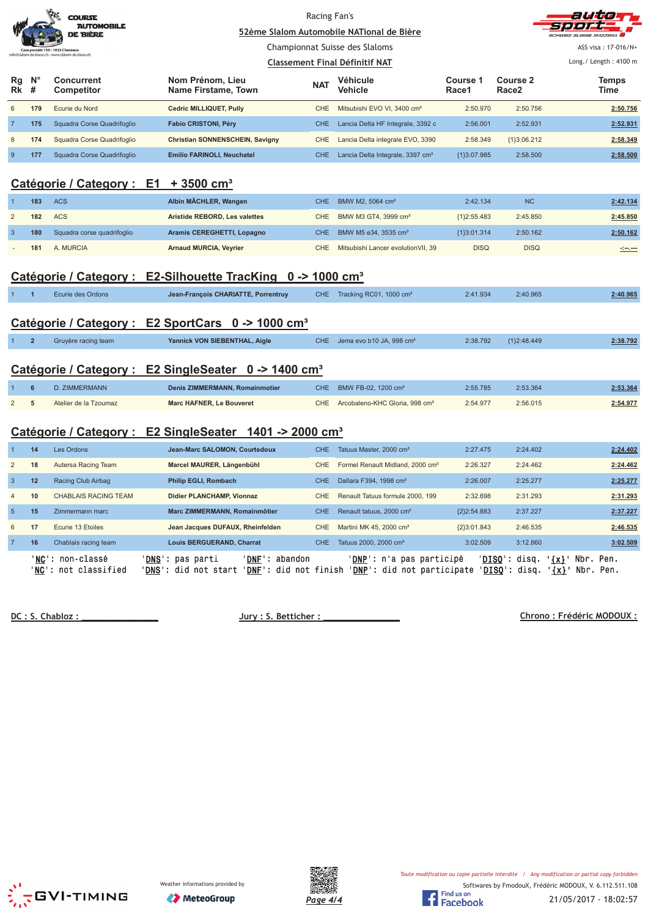Racing Fan's

52ème Slalom Automobile NATional de Bière

Championnat Suisse des Slaloms

Classement Final Définitif NAT

ASS visa : 17-016/N+

Long./ Length : 4100 m

| Rg Rk | N° # | Concurrent Competitor | Nom Prénom, Lieu Name Firstame, Town | NAT | Véhicule Vehicle | Course 1 Race1 | Course 2 Race2 | Temps Time |
|---|---|---|---|---|---|---|---|---|
| 6 | 179 | Ecurie du Nord | Cedric MILLIQUET, Pully | CHE | Mitsubishi EVO VI, 3400 cm³ | 2:50.970 | 2:50.756 | 2:50.756 |
| 7 | 175 | Squadra Corse Quadrifoglio | Fabio CRISTONI, Péry | CHE | Lancia Delta HF Integrale, 3392 c | 2:56.001 | 2:52.931 | 2:52.931 |
| 8 | 174 | Squadra Corse Quadrifoglio | Christian SONNENSCHEIN, Savigny | CHE | Lancia Delta integrale EVO, 3390 | 2:58.349 | {1}3:06.212 | 2:58.349 |
| 9 | 177 | Squadra Corse Quadrifoglio | Emilio FARINOLI, Neuchatel | CHE | Lancia Delta Integrale, 3397 cm³ | {1}3:07.985 | 2:58.500 | 2:58.500 |

## Catégorie / Category : E1 + 3500 cm³

| Rg Rk | N° # | Concurrent Competitor | Nom Prénom, Lieu Name Firstame, Town | NAT | Véhicule Vehicle | Course 1 Race1 | Course 2 Race2 | Temps Time |
|---|---|---|---|---|---|---|---|---|
| 1 | 183 | ACS | Albin MÄCHLER, Wangen | CHE | BMW M2, 5064 cm³ | 2:42.134 | NC | 2:42.134 |
| 2 | 182 | ACS | Aristide REBORD, Les valettes | CHE | BMW M3 GT4, 3999 cm³ | {1}2:55.483 | 2:45.850 | 2:45.850 |
| 3 | 180 | Squadra corse quadrifoglio | Aramis CEREGHETTI, Lopagno | CHE | BMW M5 e34, 3535 cm³ | {1}3:01.314 | 2:50.162 | 2:50.162 |
| - | 181 | A. MURCIA | Arnaud MURCIA, Veyrier | CHE | Mitsubishi Lancer evolutionVII, 39 | DISQ | DISQ | -:--.--- |

## Catégorie / Category : E2-Silhouette TracKing 0 -> 1000 cm³

| Rg Rk | N° # | Concurrent Competitor | Nom Prénom, Lieu Name Firstame, Town | NAT | Véhicule Vehicle | Course 1 Race1 | Course 2 Race2 | Temps Time |
|---|---|---|---|---|---|---|---|---|
| 1 | 1 | Ecurie des Ordons | Jean-François CHARIATTE, Porrentruy | CHE | Tracking RC01, 1000 cm³ | 2:41.934 | 2:40.965 | 2:40.965 |

## Catégorie / Category : E2 SportCars 0 -> 1000 cm³

| Rg Rk | N° # | Concurrent Competitor | Nom Prénom, Lieu Name Firstame, Town | NAT | Véhicule Vehicle | Course 1 Race1 | Course 2 Race2 | Temps Time |
|---|---|---|---|---|---|---|---|---|
| 1 | 2 | Gruyère racing team | Yannick VON SIEBENTHAL, Aigle | CHE | Jema evo b10 JA, 998 cm³ | 2:38.792 | {1}2:48.449 | 2:38.792 |

## Catégorie / Category : E2 SingleSeater 0 -> 1400 cm³

| Rg Rk | N° # | Concurrent Competitor | Nom Prénom, Lieu Name Firstame, Town | NAT | Véhicule Vehicle | Course 1 Race1 | Course 2 Race2 | Temps Time |
|---|---|---|---|---|---|---|---|---|
| 1 | 6 | D. ZIMMERMANN | Denis ZIMMERMANN, Romainmotier | CHE | BMW FB-02, 1200 cm³ | 2:55.785 | 2:53.364 | 2:53.364 |
| 2 | 5 | Atelier de la Tzoumaz | Marc HAFNER, Le Bouveret | CHE | Arcobaleno-KHC Gloria, 998 cm³ | 2:54.977 | 2:56.015 | 2:54.977 |

## Catégorie / Category : E2 SingleSeater 1401 -> 2000 cm³

| Rg Rk | N° # | Concurrent Competitor | Nom Prénom, Lieu Name Firstame, Town | NAT | Véhicule Vehicle | Course 1 Race1 | Course 2 Race2 | Temps Time |
|---|---|---|---|---|---|---|---|---|
| 1 | 14 | Les Ordons | Jean-Marc SALOMON, Courtedoux | CHE | Tatuus Master, 2000 cm³ | 2:27.475 | 2:24.402 | 2:24.402 |
| 2 | 18 | Autersa Racing Team | Marcel MAURER, Längenbühl | CHE | Formel Renault Midland, 2000 cm³ | 2:26.327 | 2:24.462 | 2:24.462 |
| 3 | 12 | Racing Club Airbag | Philip EGLI, Rombach | CHE | Dallara F394, 1998 cm³ | 2:26.007 | 2:25.277 | 2:25.277 |
| 4 | 10 | CHABLAIS RACING TEAM | Didier PLANCHAMP, Vionnaz | CHE | Renault Tatuus formule 2000, 199 | 2:32.698 | 2:31.293 | 2:31.293 |
| 5 | 15 | Zimmermann marc | Marc ZIMMERMANN, Romainmôtier | CHE | Renault tatuus, 2000 cm³ | {2}2:54.883 | 2:37.227 | 2:37.227 |
| 6 | 17 | Ecurie 13 Etoiles | Jean Jacques DUFAUX, Rheinfelden | CHE | Martini MK 45, 2000 cm³ | {2}3:01.843 | 2:46.535 | 2:46.535 |
| 7 | 16 | Chablais racing team | Louis BERGUERAND, Charrat | CHE | Tatuus 2000, 2000 cm³ | 3:02.509 | 3:12.860 | 3:02.509 |

'NC': non-classé 'DNS': pas parti 'DNF': abandon 'DNP': n'a pas participé 'DISQ': disq. '{x}' Nbr. Pen.
'NC': not classified 'DNS': did not start 'DNF': did not finish 'DNP': did not participate 'DISQ': disq. '{x}' Nbr. Pen.

DC : S. Chabloz : ______________ Jury : S. Betticher : ______________ Chrono : Frédéric MODOUX :

Weather informations provided by MeteoGroup

Toute modification ou copie partielle interdite / Any modification or partial copy forbidden

Softwares by FmodouX, Frédéric MODOUX, V. 6.112.511.108

21/05/2017 - 18:02:57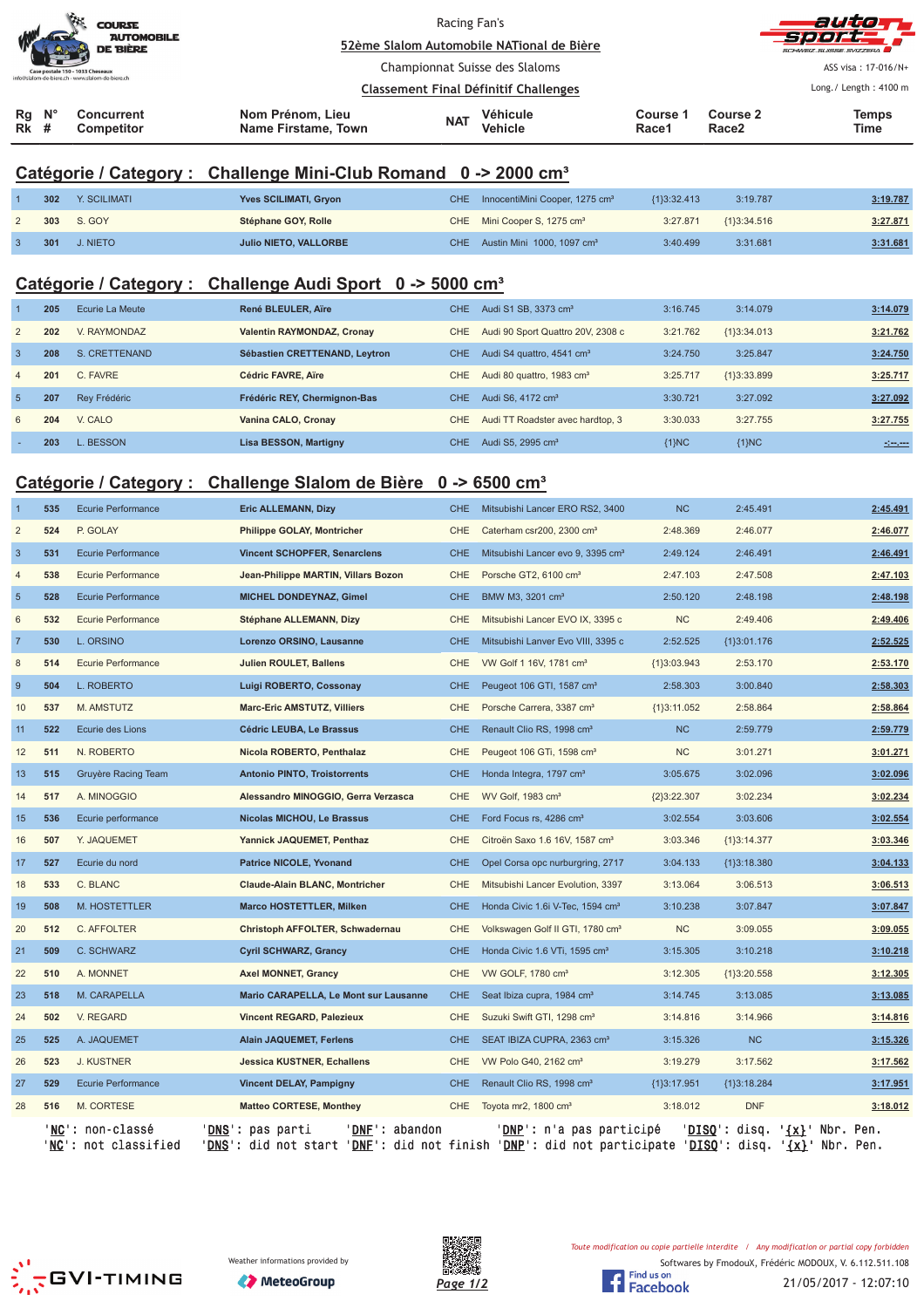Racing Fan's

52ème Slalom Automobile NATional de Bière

Championnat Suisse des Slaloms

Classement Final Définitif Challenges

ASS visa : 17-016/N+

Long./ Length : 4100 m

## Catégorie / Category : Challenge Mini-Club Romand 0 -> 2000 cm³

| Rg Rk | N° # | Concurrent Competitor | Nom Prénom, Lieu Name Firstame, Town | NAT | Véhicule Vehicle | Course 1 Race1 | Course 2 Race2 | Temps Time |
|---|---|---|---|---|---|---|---|---|
| 1 | 302 | Y. SCILIMATI | Yves SCILIMATI, Gryon | CHE | InnocentiMini Cooper, 1275 cm³ | {1}3:32.413 | 3:19.787 | 3:19.787 |
| 2 | 303 | S. GOY | Stéphane GOY, Rolle | CHE | Mini Cooper S, 1275 cm³ | 3:27.871 | {1}3:34.516 | 3:27.871 |
| 3 | 301 | J. NIETO | Julio NIETO, VALLORBE | CHE | Austin Mini 1000, 1097 cm³ | 3:40.499 | 3:31.681 | 3:31.681 |

## Catégorie / Category : Challenge Audi Sport 0 -> 5000 cm³

| Rg Rk | N° # | Concurrent Competitor | Nom Prénom, Lieu Name Firstame, Town | NAT | Véhicule Vehicle | Course 1 Race1 | Course 2 Race2 | Temps Time |
|---|---|---|---|---|---|---|---|---|
| 1 | 205 | Ecurie La Meute | René BLEULER, Aïre | CHE | Audi S1 SB, 3373 cm³ | 3:16.745 | 3:14.079 | 3:14.079 |
| 2 | 202 | V. RAYMONDAZ | Valentin RAYMONDAZ, Cronay | CHE | Audi 90 Sport Quattro 20V, 2308 c | 3:21.762 | {1}3:34.013 | 3:21.762 |
| 3 | 208 | S. CRETTENAND | Sébastien CRETTENAND, Leytron | CHE | Audi S4 quattro, 4541 cm³ | 3:24.750 | 3:25.847 | 3:24.750 |
| 4 | 201 | C. FAVRE | Cédric FAVRE, Aïre | CHE | Audi 80 quattro, 1983 cm³ | 3:25.717 | {1}3:33.899 | 3:25.717 |
| 5 | 207 | Rey Frédéric | Frédéric REY, Chermignon-Bas | CHE | Audi S6, 4172 cm³ | 3:30.721 | 3:27.092 | 3:27.092 |
| 6 | 204 | V. CALO | Vanina CALO, Cronay | CHE | Audi TT Roadster avec hardtop, 3 | 3:30.033 | 3:27.755 | 3:27.755 |
| - | 203 | L. BESSON | Lisa BESSON, Martigny | CHE | Audi S5, 2995 cm³ | {1}NC | {1}NC | -:--.--- |

## Catégorie / Category : Challenge Slalom de Bière 0 -> 6500 cm³

| Rg Rk | N° # | Concurrent Competitor | Nom Prénom, Lieu Name Firstame, Town | NAT | Véhicule Vehicle | Course 1 Race1 | Course 2 Race2 | Temps Time |
|---|---|---|---|---|---|---|---|---|
| 1 | 535 | Ecurie Performance | Eric ALLEMANN, Dizy | CHE | Mitsubishi Lancer ERO RS2, 3400 | NC | 2:45.491 | 2:45.491 |
| 2 | 524 | P. GOLAY | Philippe GOLAY, Montricher | CHE | Caterham csr200, 2300 cm³ | 2:48.369 | 2:46.077 | 2:46.077 |
| 3 | 531 | Ecurie Performance | Vincent SCHOPFER, Senarclens | CHE | Mitsubishi Lancer evo 9, 3395 cm³ | 2:49.124 | 2:46.491 | 2:46.491 |
| 4 | 538 | Ecurie Performance | Jean-Philippe MARTIN, Villars Bozon | CHE | Porsche GT2, 6100 cm³ | 2:47.103 | 2:47.508 | 2:47.103 |
| 5 | 528 | Ecurie Performance | MICHEL DONDEYNAZ, Gimel | CHE | BMW M3, 3201 cm³ | 2:50.120 | 2:48.198 | 2:48.198 |
| 6 | 532 | Ecurie Performance | Stéphane ALLEMANN, Dizy | CHE | Mitsubishi Lancer EVO IX, 3395 c | NC | 2:49.406 | 2:49.406 |
| 7 | 530 | L. ORSINO | Lorenzo ORSINO, Lausanne | CHE | Mitsubishi Lanver Evo VIII, 3395 c | 2:52.525 | {1}3:01.176 | 2:52.525 |
| 8 | 514 | Ecurie Performance | Julien ROULET, Ballens | CHE | VW Golf 1 16V, 1781 cm³ | {1}3:03.943 | 2:53.170 | 2:53.170 |
| 9 | 504 | L. ROBERTO | Luigi ROBERTO, Cossonay | CHE | Peugeot 106 GTI, 1587 cm³ | 2:58.303 | 3:00.840 | 2:58.303 |
| 10 | 537 | M. AMSTUTZ | Marc-Eric AMSTUTZ, Villiers | CHE | Porsche Carrera, 3387 cm³ | {1}3:11.052 | 2:58.864 | 2:58.864 |
| 11 | 522 | Ecurie des Lions | Cédric LEUBA, Le Brassus | CHE | Renault Clio RS, 1998 cm³ | NC | 2:59.779 | 2:59.779 |
| 12 | 511 | N. ROBERTO | Nicola ROBERTO, Penthalaz | CHE | Peugeot 106 GTi, 1598 cm³ | NC | 3:01.271 | 3:01.271 |
| 13 | 515 | Gruyère Racing Team | Antonio PINTO, Troistorrents | CHE | Honda Integra, 1797 cm³ | 3:05.675 | 3:02.096 | 3:02.096 |
| 14 | 517 | A. MINOGGIO | Alessandro MINOGGIO, Gerra Verzasca | CHE | WV Golf, 1983 cm³ | {2}3:22.307 | 3:02.234 | 3:02.234 |
| 15 | 536 | Ecurie performance | Nicolas MICHOU, Le Brassus | CHE | Ford Focus rs, 4286 cm³ | 3:02.554 | 3:03.606 | 3:02.554 |
| 16 | 507 | Y. JAQUEMET | Yannick JAQUEMET, Penthaz | CHE | Citroën Saxo 1.6 16V, 1587 cm³ | 3:03.346 | {1}3:14.377 | 3:03.346 |
| 17 | 527 | Ecurie du nord | Patrice NICOLE, Yvonand | CHE | Opel Corsa opc nurburgring, 2717 | 3:04.133 | {1}3:18.380 | 3:04.133 |
| 18 | 533 | C. BLANC | Claude-Alain BLANC, Montricher | CHE | Mitsubishi Lancer Evolution, 3397 | 3:13.064 | 3:06.513 | 3:06.513 |
| 19 | 508 | M. HOSTETTLER | Marco HOSTETTLER, Milken | CHE | Honda Civic 1.6i V-Tec, 1594 cm³ | 3:10.238 | 3:07.847 | 3:07.847 |
| 20 | 512 | C. AFFOLTER | Christoph AFFOLTER, Schwadernau | CHE | Volkswagen Golf II GTI, 1780 cm³ | NC | 3:09.055 | 3:09.055 |
| 21 | 509 | C. SCHWARZ | Cyril SCHWARZ, Grancy | CHE | Honda Civic 1.6 VTi, 1595 cm³ | 3:15.305 | 3:10.218 | 3:10.218 |
| 22 | 510 | A. MONNET | Axel MONNET, Grancy | CHE | VW GOLF, 1780 cm³ | 3:12.305 | {1}3:20.558 | 3:12.305 |
| 23 | 518 | M. CARAPELLA | Mario CARAPELLA, Le Mont sur Lausanne | CHE | Seat Ibiza cupra, 1984 cm³ | 3:14.745 | 3:13.085 | 3:13.085 |
| 24 | 502 | V. REGARD | Vincent REGARD, Palezieux | CHE | Suzuki Swift GTI, 1298 cm³ | 3:14.816 | 3:14.966 | 3:14.816 |
| 25 | 525 | A. JAQUEMET | Alain JAQUEMET, Ferlens | CHE | SEAT IBIZA CUPRA, 2363 cm³ | 3:15.326 | NC | 3:15.326 |
| 26 | 523 | J. KUSTNER | Jessica KUSTNER, Echallens | CHE | VW Polo G40, 2162 cm³ | 3:19.279 | 3:17.562 | 3:17.562 |
| 27 | 529 | Ecurie Performance | Vincent DELAY, Pampigny | CHE | Renault Clio RS, 1998 cm³ | {1}3:17.951 | {1}3:18.284 | 3:17.951 |
| 28 | 516 | M. CORTESE | Matteo CORTESE, Monthey | CHE | Toyota mr2, 1800 cm³ | 3:18.012 | DNF | 3:18.012 |

'NC': non-classé 'DNS': pas parti 'DNF': abandon 'DNP': n'a pas participé 'DISQ': disq. '{x}' Nbr. Pen.
'NC': not classified 'DNS': did not start 'DNF': did not finish 'DNP': did not participate 'DISQ': disq. '{x}' Nbr. Pen.

Weather informations provided by MeteoGroup

Toute modification ou copie partielle interdite / Any modification or partial copy forbidden

Softwares by FmodouX, Frédéric MODOUX, V. 6.112.511.108

21/05/2017 - 12:07:10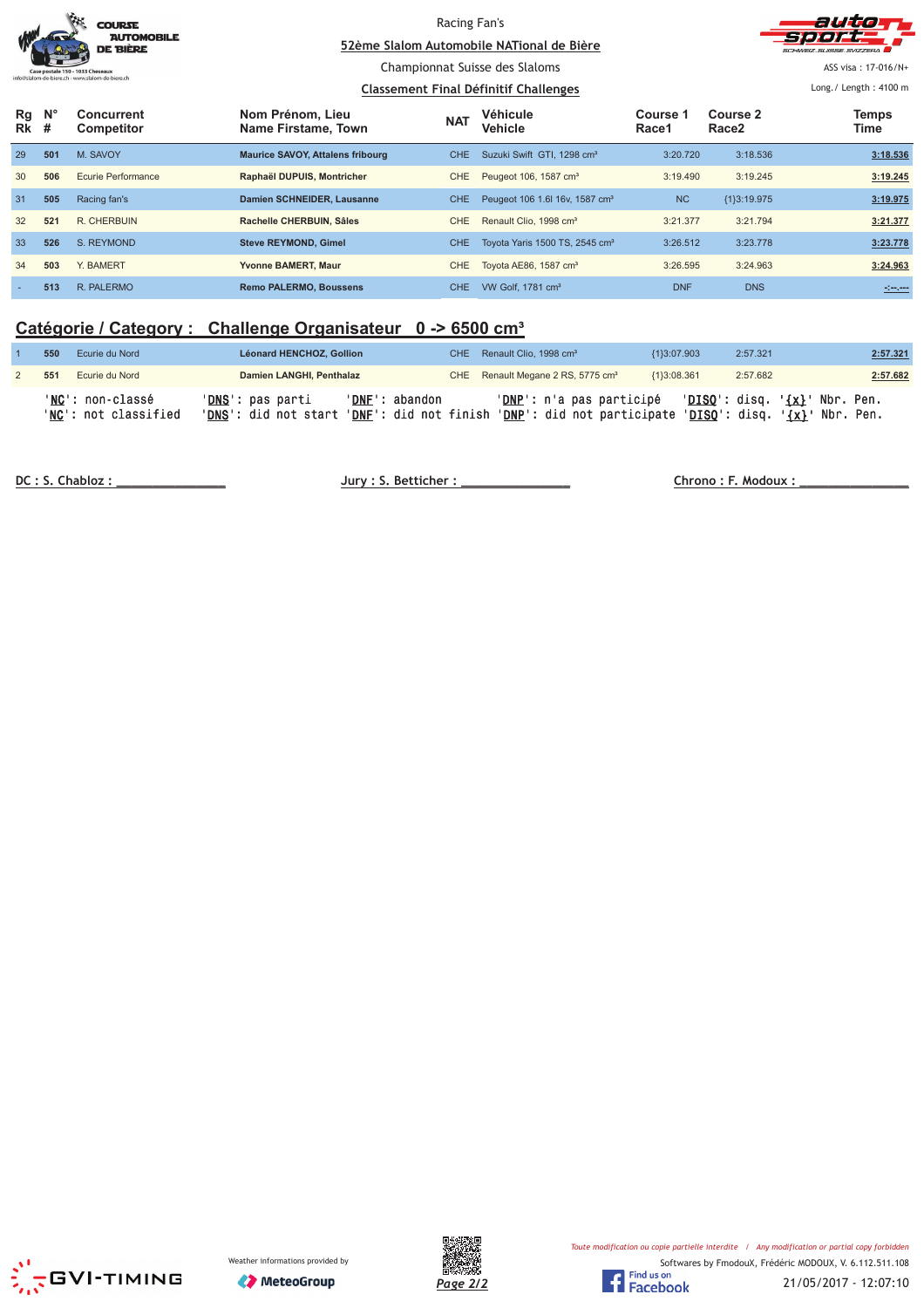Racing Fan's

52ème Slalom Automobile NATional de Bière

Championnat Suisse des Slaloms

Classement Final Définitif Challenges

ASS visa : 17-016/N+

Long./ Length : 4100 m

| Rg Rk | N° # | Concurrent Competitor | Nom Prénom, Lieu Name Firstame, Town | NAT | Véhicule Vehicle | Course 1 Race1 | Course 2 Race2 | Temps Time |
|---|---|---|---|---|---|---|---|---|
| 29 | 501 | M. SAVOY | Maurice SAVOY, Attalens fribourg | CHE | Suzuki Swift GTI, 1298 cm³ | 3:20.720 | 3:18.536 | 3:18.536 |
| 30 | 506 | Ecurie Performance | Raphaël DUPUIS, Montricher | CHE | Peugeot 106, 1587 cm³ | 3:19.490 | 3:19.245 | 3:19.245 |
| 31 | 505 | Racing fan's | Damien SCHNEIDER, Lausanne | CHE | Peugeot 106 1.6l 16v, 1587 cm³ | NC | {1}3:19.975 | 3:19.975 |
| 32 | 521 | R. CHERBUIN | Rachelle CHERBUIN, Sâles | CHE | Renault Clio, 1998 cm³ | 3:21.377 | 3:21.794 | 3:21.377 |
| 33 | 526 | S. REYMOND | Steve REYMOND, Gimel | CHE | Toyota Yaris 1500 TS, 2545 cm³ | 3:26.512 | 3:23.778 | 3:23.778 |
| 34 | 503 | Y. BAMERT | Yvonne BAMERT, Maur | CHE | Toyota AE86, 1587 cm³ | 3:26.595 | 3:24.963 | 3:24.963 |
| - | 513 | R. PALERMO | Remo PALERMO, Boussens | CHE | VW Golf, 1781 cm³ | DNF | DNS | -:--.--- |

## Catégorie / Category : Challenge Organisateur 0 -> 6500 cm³

| Rg Rk | N° # | Concurrent Competitor | Nom Prénom, Lieu Name Firstame, Town | NAT | Véhicule Vehicle | Course 1 Race1 | Course 2 Race2 | Temps Time |
|---|---|---|---|---|---|---|---|---|
| 1 | 550 | Ecurie du Nord | Léonard HENCHOZ, Gollion | CHE | Renault Clio, 1998 cm³ | {1}3:07.903 | 2:57.321 | 2:57.321 |
| 2 | 551 | Ecurie du Nord | Damien LANGHI, Penthalaz | CHE | Renault Megane 2 RS, 5775 cm³ | {1}3:08.361 | 2:57.682 | 2:57.682 |

'NC': non-classé 'DNS': pas parti 'DNF': abandon 'DNP': n'a pas participé 'DISQ': disq. '{x}' Nbr. Pen.
'NC': not classified 'DNS': did not start 'DNF': did not finish 'DNP': did not participate 'DISQ': disq. '{x}' Nbr. Pen.

DC : S. Chabloz : ______________ Jury : S. Betticher : ______________ Chrono : F. Modoux : ______________

Weather informations provided by MeteoGroup

*Toute modification ou copie partielle interdite / Any modification or partial copy forbidden*

Softwares by FmodouX, Frédéric MODOUX, V. 6.112.511.108

21/05/2017 - 12:07:10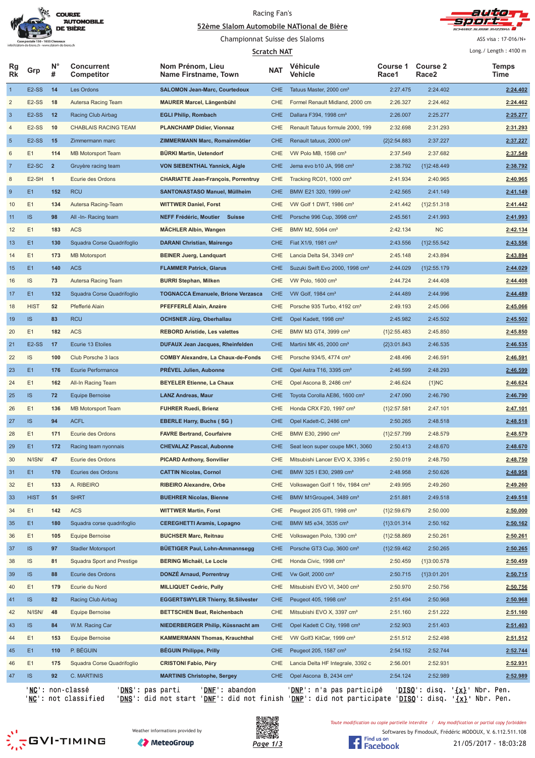Racing Fan's

52ème Slalom Automobile NATional de Bière

Championnat Suisse des Slaloms

Scratch NAT

ASS visa : 17-016/N+

Long./ Length : 4100 m

| Rg Rk | Grp | N° # | Concurrent Competitor | Nom Prénom, Lieu Name Firstname, Town | NAT | Véhicule Vehicle | Course 1 Race1 | Course 2 Race2 | Temps Time |
|---|---|---|---|---|---|---|---|---|---|
| 1 | E2-SS | 14 | Les Ordons | SALOMON Jean-Marc, Courtedoux | CHE | Tatuus Master, 2000 cm³ | 2:27.475 | 2:24.402 | 2:24.402 |
| 2 | E2-SS | 18 | Autersa Racing Team | MAURER Marcel, Längenbühl | CHE | Formel Renault Midland, 2000 cm | 2:26.327 | 2:24.462 | 2:24.462 |
| 3 | E2-SS | 12 | Racing Club Airbag | EGLI Philip, Rombach | CHE | Dallara F394, 1998 cm³ | 2:26.007 | 2:25.277 | 2:25.277 |
| 4 | E2-SS | 10 | CHABLAIS RACING TEAM | PLANCHAMP Didier, Vionnaz | CHE | Renault Tatuus formule 2000, 199 | 2:32.698 | 2:31.293 | 2:31.293 |
| 5 | E2-SS | 15 | Zimmermann marc | ZIMMERMANN Marc, Romainmôtier | CHE | Renault tatuus, 2000 cm³ | {2}2:54.883 | 2:37.227 | 2:37.227 |
| 6 | E1 | 114 | MB Motorsport Team | BÜRKI Martin, Uetendorf | CHE | VW Polo MB, 1598 cm³ | 2:37.549 | 2:37.682 | 2:37.549 |
| 7 | E2-SC | 2 | Gruyère racing team | VON SIEBENTHAL Yannick, Aigle | CHE | Jema evo b10 JA, 998 cm³ | 2:38.792 | {1}2:48.449 | 2:38.792 |
| 8 | E2-SH | 1 | Ecurie des Ordons | CHARIATTE Jean-François, Porrentruy | CHE | Tracking RC01, 1000 cm³ | 2:41.934 | 2:40.965 | 2:40.965 |
| 9 | E1 | 152 | RCU | SANTONASTASO Manuel, Müllheim | CHE | BMW E21 320, 1999 cm³ | 2:42.565 | 2:41.149 | 2:41.149 |
| 10 | E1 | 134 | Autersa Racing-Team | WITTWER Daniel, Forst | CHE | VW Golf 1 DWT, 1986 cm³ | 2:41.442 | {1}2:51.318 | 2:41.442 |
| 11 | IS | 98 | All -In- Racing team | NEFF Frédéric, Moutier Suisse | CHE | Porsche 996 Cup, 3998 cm³ | 2:45.561 | 2:41.993 | 2:41.993 |
| 12 | E1 | 183 | ACS | MÄCHLER Albin, Wangen | CHE | BMW M2, 5064 cm³ | 2:42.134 | NC | 2:42.134 |
| 13 | E1 | 130 | Squadra Corse Quadrifoglio | DARANI Christian, Mairengo | CHE | Fiat X1/9, 1981 cm³ | 2:43.556 | {1}2:55.542 | 2:43.556 |
| 14 | E1 | 173 | MB Motorsport | BEINER Juerg, Landquart | CHE | Lancia Delta S4, 3349 cm³ | 2:45.148 | 2:43.894 | 2:43.894 |
| 15 | E1 | 140 | ACS | FLAMMER Patrick, Glarus | CHE | Suzuki Swift Evo 2000, 1998 cm³ | 2:44.029 | {1}2:55.179 | 2:44.029 |
| 16 | IS | 73 | Autersa Racing Team | BURRI Stephan, Milken | CHE | VW Polo, 1600 cm³ | 2:44.724 | 2:44.408 | 2:44.408 |
| 17 | E1 | 132 | Squadra Corse Quadrifoglio | TOGNACCA Emanuele, Brione Verzasca | CHE | VW Golf, 1984 cm³ | 2:44.489 | 2:44.996 | 2:44.489 |
| 18 | HIST | 52 | Pfefferlé Alain | PFEFFERLÉ Alain, Anzère | CHE | Porsche 935 Turbo, 4192 cm³ | 2:49.193 | 2:45.066 | 2:45.066 |
| 19 | IS | 83 | RCU | OCHSNER Jürg, Oberhallau | CHE | Opel Kadett, 1998 cm³ | 2:45.982 | 2:45.502 | 2:45.502 |
| 20 | E1 | 182 | ACS | REBORD Aristide, Les valettes | CHE | BMW M3 GT4, 3999 cm³ | {1}2:55.483 | 2:45.850 | 2:45.850 |
| 21 | E2-SS | 17 | Ecurie 13 Etoiles | DUFAUX Jean Jacques, Rheinfelden | CHE | Martini MK 45, 2000 cm³ | {2}3:01.843 | 2:46.535 | 2:46.535 |
| 22 | IS | 100 | Club Porsche 3 lacs | COMBY Alexandre, La Chaux-de-Fonds | CHE | Porsche 934/5, 4774 cm³ | 2:48.496 | 2:46.591 | 2:46.591 |
| 23 | E1 | 176 | Ecurie Performance | PRÉVEL Julien, Aubonne | CHE | Opel Astra T16, 3395 cm³ | 2:46.599 | 2:48.293 | 2:46.599 |
| 24 | E1 | 162 | All-In Racing Team | BEYELER Etienne, La Chaux | CHE | Opel Ascona B, 2486 cm³ | 2:46.624 | {1}NC | 2:46.624 |
| 25 | IS | 72 | Equipe Bernoise | LANZ Andreas, Maur | CHE | Toyota Corolla AE86, 1600 cm³ | 2:47.090 | 2:46.790 | 2:46.790 |
| 26 | E1 | 136 | MB Motorsport Team | FUHRER Ruedi, Brienz | CHE | Honda CRX F20, 1997 cm³ | {1}2:57.581 | 2:47.101 | 2:47.101 |
| 27 | IS | 94 | ACFL | EBERLE Harry, Buchs ( SG ) | CHE | Opel Kadett-C, 2486 cm³ | 2:50.265 | 2:48.518 | 2:48.518 |
| 28 | E1 | 171 | Ecurie des Ordons | FAVRE Bertrand, Courfaivre | CHE | BMW E30, 2990 cm³ | {1}2:57.799 | 2:48.579 | 2:48.579 |
| 29 | E1 | 172 | Racing team nyonnais | CHEVALAZ Pascal, Aubonne | CHE | Seat leon super coupe MK1, 3060 | 2:50.413 | 2:48.670 | 2:48.670 |
| 30 | N/ISN/ | 47 | Ecurie des Ordons | PICARD Anthony, Sonvilier | CHE | Mitsubishi Lancer EVO X, 3395 c | 2:50.019 | 2:48.750 | 2:48.750 |
| 31 | E1 | 170 | Ecuries des Ordons | CATTIN Nicolas, Cornol | CHE | BMW 325 I E30, 2989 cm³ | 2:48.958 | 2:50.626 | 2:48.958 |
| 32 | E1 | 133 | A. RIBEIRO | RIBEIRO Alexandre, Orbe | CHE | Volkswagen Golf 1 16v, 1984 cm³ | 2:49.995 | 2:49.260 | 2:49.260 |
| 33 | HIST | 51 | SHRT | BUEHRER Nicolas, Bienne | CHE | BMW M1Groupe4, 3489 cm³ | 2:51.881 | 2:49.518 | 2:49.518 |
| 34 | E1 | 142 | ACS | WITTWER Martin, Forst | CHE | Peugeot 205 GTI, 1998 cm³ | {1}2:59.679 | 2:50.000 | 2:50.000 |
| 35 | E1 | 180 | Squadra corse quadrifoglio | CEREGHETTI Aramis, Lopagno | CHE | BMW M5 e34, 3535 cm³ | {1}3:01.314 | 2:50.162 | 2:50.162 |
| 36 | E1 | 105 | Equipe Bernoise | BUCHSER Marc, Reitnau | CHE | Volkswagen Polo, 1390 cm³ | {1}2:58.869 | 2:50.261 | 2:50.261 |
| 37 | IS | 97 | Stadler Motorsport | BÜETIGER Paul, Lohn-Ammannsegg | CHE | Porsche GT3 Cup, 3600 cm³ | {1}2:59.462 | 2:50.265 | 2:50.265 |
| 38 | IS | 81 | Squadra Sport and Prestige | BERING Michaël, Le Locle | CHE | Honda Civic, 1998 cm³ | 2:50.459 | {1}3:00.578 | 2:50.459 |
| 39 | IS | 88 | Ecurie des Ordons | DONZÉ Arnaud, Porrentruy | CHE | Vw Golf, 2000 cm³ | 2:50.715 | {1}3:01.201 | 2:50.715 |
| 40 | E1 | 179 | Ecurie du Nord | MILLIQUET Cedric, Pully | CHE | Mitsubishi EVO VI, 3400 cm³ | 2:50.970 | 2:50.756 | 2:50.756 |
| 41 | IS | 82 | Racing Club Airbag | EGGERTSWYLER Thierry, St.Silvester | CHE | Peugeot 405, 1998 cm³ | 2:51.494 | 2:50.968 | 2:50.968 |
| 42 | N/ISN/ | 48 | Equipe Bernoise | BETTSCHEN Beat, Reichenbach | CHE | Mitsubishi EVO X, 3397 cm³ | 2:51.160 | 2:51.222 | 2:51.160 |
| 43 | IS | 84 | W.M. Racing Car | NIEDERBERGER Philip, Küssnacht am | CHE | Opel Kadett C City, 1998 cm³ | 2:52.903 | 2:51.403 | 2:51.403 |
| 44 | E1 | 153 | Equipe Bernoise | KAMMERMANN Thomas, Krauchthal | CHE | VW Golf3 KitCar, 1999 cm³ | 2:51.512 | 2:52.498 | 2:51.512 |
| 45 | E1 | 110 | P. BÉGUIN | BÉGUIN Philippe, Prilly | CHE | Peugeot 205, 1587 cm³ | 2:54.152 | 2:52.744 | 2:52.744 |
| 46 | E1 | 175 | Squadra Corse Quadrifoglio | CRISTONI Fabio, Péry | CHE | Lancia Delta HF Integrale, 3392 c | 2:56.001 | 2:52.931 | 2:52.931 |
| 47 | IS | 92 | C. MARTINIS | MARTINIS Christophe, Sergey | CHE | Opel Ascona B, 2434 cm³ | 2:54.124 | 2:52.989 | 2:52.989 |

'NC': non-classé 'DNS': pas parti 'DNF': abandon 'DNP': n'a pas participé 'DISQ': disq. '{x}' Nbr. Pen.
'NC': not classified 'DNS': did not start 'DNF': did not finish 'DNP': did not participate 'DISQ': disq. '{x}' Nbr. Pen.

Weather informations provided by MeteoGroup

Toute modification ou copie partielle interdite / Any modification or partial copy forbidden

Softwares by FmodouX, Frédéric MODOUX, V. 6.112.511.108

21/05/2017 - 18:03:28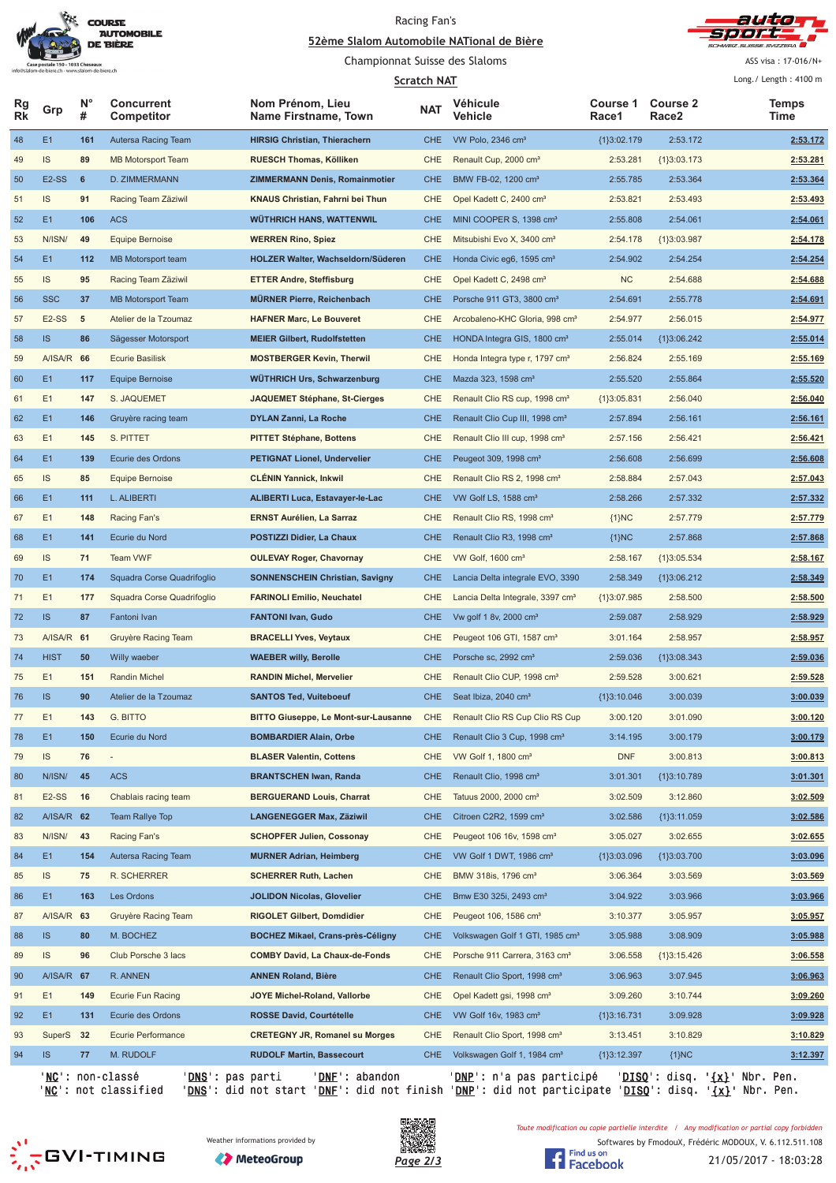Racing Fan's

52ème Slalom Automobile NATional de Bière

Championnat Suisse des Slaloms

Scratch NAT

ASS visa : 17-016/N+

Long./ Length : 4100 m

| Rg Rk | Grp | N° # | Concurrent Competitor | Nom Prénom, Lieu Name Firstname, Town | NAT | Véhicule Vehicle | Course 1 Race1 | Course 2 Race2 | Temps Time |
|---|---|---|---|---|---|---|---|---|---|
| 48 | E1 | 161 | Autersa Racing Team | HIRSIG Christian, Thierachern | CHE | VW Polo, 2346 cm³ | {1}3:02.179 | 2:53.172 | 2:53.172 |
| 49 | IS | 89 | MB Motorsport Team | RUESCH Thomas, Kölliken | CHE | Renault Cup, 2000 cm³ | 2:53.281 | {1}3:03.173 | 2:53.281 |
| 50 | E2-SS | 6 | D. ZIMMERMANN | ZIMMERMANN Denis, Romainmotier | CHE | BMW FB-02, 1200 cm³ | 2:55.785 | 2:53.364 | 2:53.364 |
| 51 | IS | 91 | Racing Team Zäziwil | KNAUS Christian, Fahrni bei Thun | CHE | Opel Kadett C, 2400 cm³ | 2:53.821 | 2:53.493 | 2:53.493 |
| 52 | E1 | 106 | ACS | WÜTHRICH HANS, WATTENWIL | CHE | MINI COOPER S, 1398 cm³ | 2:55.808 | 2:54.061 | 2:54.061 |
| 53 | N/ISN/ | 49 | Equipe Bernoise | WERREN Rino, Spiez | CHE | Mitsubishi Evo X, 3400 cm³ | 2:54.178 | {1}3:03.987 | 2:54.178 |
| 54 | E1 | 112 | MB Motorsport team | HOLZER Walter, Wachseldorn/Süderen | CHE | Honda Civic eg6, 1595 cm³ | 2:54.902 | 2:54.254 | 2:54.254 |
| 55 | IS | 95 | Racing Team Zäziwil | ETTER Andre, Steffisburg | CHE | Opel Kadett C, 2498 cm³ | NC | 2:54.688 | 2:54.688 |
| 56 | SSC | 37 | MB Motorsport Team | MÜRNER Pierre, Reichenbach | CHE | Porsche 911 GT3, 3800 cm³ | 2:54.691 | 2:55.778 | 2:54.691 |
| 57 | E2-SS | 5 | Atelier de la Tzoumaz | HAFNER Marc, Le Bouveret | CHE | Arcobaleno-KHC Gloria, 998 cm³ | 2:54.977 | 2:56.015 | 2:54.977 |
| 58 | IS | 86 | Sägesser Motorsport | MEIER Gilbert, Rudolfstetten | CHE | HONDA Integra GIS, 1800 cm³ | 2:55.014 | {1}3:06.242 | 2:55.014 |
| 59 | A/ISA/R | 66 | Ecurie Basilisk | MOSTBERGER Kevin, Therwil | CHE | Honda Integra type r, 1797 cm³ | 2:56.824 | 2:55.169 | 2:55.169 |
| 60 | E1 | 117 | Equipe Bernoise | WÜTHRICH Urs, Schwarzenburg | CHE | Mazda 323, 1598 cm³ | 2:55.520 | 2:55.864 | 2:55.520 |
| 61 | E1 | 147 | S. JAQUEMET | JAQUEMET Stéphane, St-Cierges | CHE | Renault Clio RS cup, 1998 cm³ | {1}3:05.831 | 2:56.040 | 2:56.040 |
| 62 | E1 | 146 | Gruyère racing team | DYLAN Zanni, La Roche | CHE | Renault Clio Cup III, 1998 cm³ | 2:57.894 | 2:56.161 | 2:56.161 |
| 63 | E1 | 145 | S. PITTET | PITTET Stéphane, Bottens | CHE | Renault Clio III cup, 1998 cm³ | 2:57.156 | 2:56.421 | 2:56.421 |
| 64 | E1 | 139 | Ecurie des Ordons | PETIGNAT Lionel, Undervelier | CHE | Peugeot 309, 1998 cm³ | 2:56.608 | 2:56.699 | 2:56.608 |
| 65 | IS | 85 | Equipe Bernoise | CLÉNIN Yannick, Inkwil | CHE | Renault Clio RS 2, 1998 cm³ | 2:58.884 | 2:57.043 | 2:57.043 |
| 66 | E1 | 111 | L. ALIBERTI | ALIBERTI Luca, Estavayer-le-Lac | CHE | VW Golf LS, 1588 cm³ | 2:58.266 | 2:57.332 | 2:57.332 |
| 67 | E1 | 148 | Racing Fan's | ERNST Aurélien, La Sarraz | CHE | Renault Clio RS, 1998 cm³ | {1}NC | 2:57.779 | 2:57.779 |
| 68 | E1 | 141 | Ecurie du Nord | POSTIZZI Didier, La Chaux | CHE | Renault Clio R3, 1998 cm³ | {1}NC | 2:57.868 | 2:57.868 |
| 69 | IS | 71 | Team VWF | OULEVAY Roger, Chavornay | CHE | VW Golf, 1600 cm³ | 2:58.167 | {1}3:05.534 | 2:58.167 |
| 70 | E1 | 174 | Squadra Corse Quadrifoglio | SONNENSCHEIN Christian, Savigny | CHE | Lancia Delta integrale EVO, 3390 | 2:58.349 | {1}3:06.212 | 2:58.349 |
| 71 | E1 | 177 | Squadra Corse Quadrifoglio | FARINOLI Emilio, Neuchatel | CHE | Lancia Delta Integrale, 3397 cm³ | {1}3:07.985 | 2:58.500 | 2:58.500 |
| 72 | IS | 87 | Fantoni Ivan | FANTONI Ivan, Gudo | CHE | Vw golf 1 8v, 2000 cm³ | 2:59.087 | 2:58.929 | 2:58.929 |
| 73 | A/ISA/R | 61 | Gruyère Racing Team | BRACELLI Yves, Veytaux | CHE | Peugeot 106 GTI, 1587 cm³ | 3:01.164 | 2:58.957 | 2:58.957 |
| 74 | HIST | 50 | Willy waeber | WAEBER willy, Berolle | CHE | Porsche sc, 2992 cm³ | 2:59.036 | {1}3:08.343 | 2:59.036 |
| 75 | E1 | 151 | Randin Michel | RANDIN Michel, Mervelier | CHE | Renault Clio CUP, 1998 cm³ | 2:59.528 | 3:00.621 | 2:59.528 |
| 76 | IS | 90 | Atelier de la Tzoumaz | SANTOS Ted, Vuiteboeuf | CHE | Seat Ibiza, 2040 cm³ | {1}3:10.046 | 3:00.039 | 3:00.039 |
| 77 | E1 | 143 | G. BITTO | BITTO Giuseppe, Le Mont-sur-Lausanne | CHE | Renault Clio RS Cup Clio RS Cup | 3:00.120 | 3:01.090 | 3:00.120 |
| 78 | E1 | 150 | Ecurie du Nord | BOMBARDIER Alain, Orbe | CHE | Renault Clio 3 Cup, 1998 cm³ | 3:14.195 | 3:00.179 | 3:00.179 |
| 79 | IS | 76 | - | BLASER Valentin, Cottens | CHE | VW Golf 1, 1800 cm³ | DNF | 3:00.813 | 3:00.813 |
| 80 | N/ISN/ | 45 | ACS | BRANTSCHEN Iwan, Randa | CHE | Renault Clio, 1998 cm³ | 3:01.301 | {1}3:10.789 | 3:01.301 |
| 81 | E2-SS | 16 | Chablais racing team | BERGUERAND Louis, Charrat | CHE | Tatuus 2000, 2000 cm³ | 3:02.509 | 3:12.860 | 3:02.509 |
| 82 | A/ISA/R | 62 | Team Rallye Top | LANGENEGGER Max, Zäziwil | CHE | Citroen C2R2, 1599 cm³ | 3:02.586 | {1}3:11.059 | 3:02.586 |
| 83 | N/ISN/ | 43 | Racing Fan's | SCHOPFER Julien, Cossonay | CHE | Peugeot 106 16v, 1598 cm³ | 3:05.027 | 3:02.655 | 3:02.655 |
| 84 | E1 | 154 | Autersa Racing Team | MURNER Adrian, Heimberg | CHE | VW Golf 1 DWT, 1986 cm³ | {1}3:03.096 | {1}3:03.700 | 3:03.096 |
| 85 | IS | 75 | R. SCHERRER | SCHERRER Ruth, Lachen | CHE | BMW 318is, 1796 cm³ | 3:06.364 | 3:03.569 | 3:03.569 |
| 86 | E1 | 163 | Les Ordons | JOLIDON Nicolas, Glovelier | CHE | Bmw E30 325i, 2493 cm³ | 3:04.922 | 3:03.966 | 3:03.966 |
| 87 | A/ISA/R | 63 | Gruyère Racing Team | RIGOLET Gilbert, Domdidier | CHE | Peugeot 106, 1586 cm³ | 3:10.377 | 3:05.957 | 3:05.957 |
| 88 | IS | 80 | M. BOCHEZ | BOCHEZ Mikael, Crans-près-Céligny | CHE | Volkswagen Golf 1 GTI, 1985 cm³ | 3:05.988 | 3:08.909 | 3:05.988 |
| 89 | IS | 96 | Club Porsche 3 lacs | COMBY David, La Chaux-de-Fonds | CHE | Porsche 911 Carrera, 3163 cm³ | 3:06.558 | {1}3:15.426 | 3:06.558 |
| 90 | A/ISA/R | 67 | R. ANNEN | ANNEN Roland, Bière | CHE | Renault Clio Sport, 1998 cm³ | 3:06.963 | 3:07.945 | 3:06.963 |
| 91 | E1 | 149 | Ecurie Fun Racing | JOYE Michel-Roland, Vallorbe | CHE | Opel Kadett gsi, 1998 cm³ | 3:09.260 | 3:10.744 | 3:09.260 |
| 92 | E1 | 131 | Ecurie des Ordons | ROSSE David, Courtételle | CHE | VW Golf 16v, 1983 cm³ | {1}3:16.731 | 3:09.928 | 3:09.928 |
| 93 | SuperS | 32 | Ecurie Performance | CRETEGNY JR, Romanel su Morges | CHE | Renault Clio Sport, 1998 cm³ | 3:13.451 | 3:10.829 | 3:10.829 |
| 94 | IS | 77 | M. RUDOLF | RUDOLF Martin, Bassecourt | CHE | Volkswagen Golf 1, 1984 cm³ | {1}3:12.397 | {1}NC | 3:12.397 |

'NC': non-classé 'DNS': pas parti 'DNF': abandon 'DNP': n'a pas participé 'DISQ': disq. '{x}' Nbr. Pen.
'NC': not classified 'DNS': did not start 'DNF': did not finish 'DNP': did not participate 'DISQ': disq. '{x}' Nbr. Pen.

Toute modification ou copie partielle interdite / Any modification or partial copy forbidden

Softwares by FmodouX, Frédéric MODOUX, V. 6.112.511.108

21/05/2017 - 18:03:28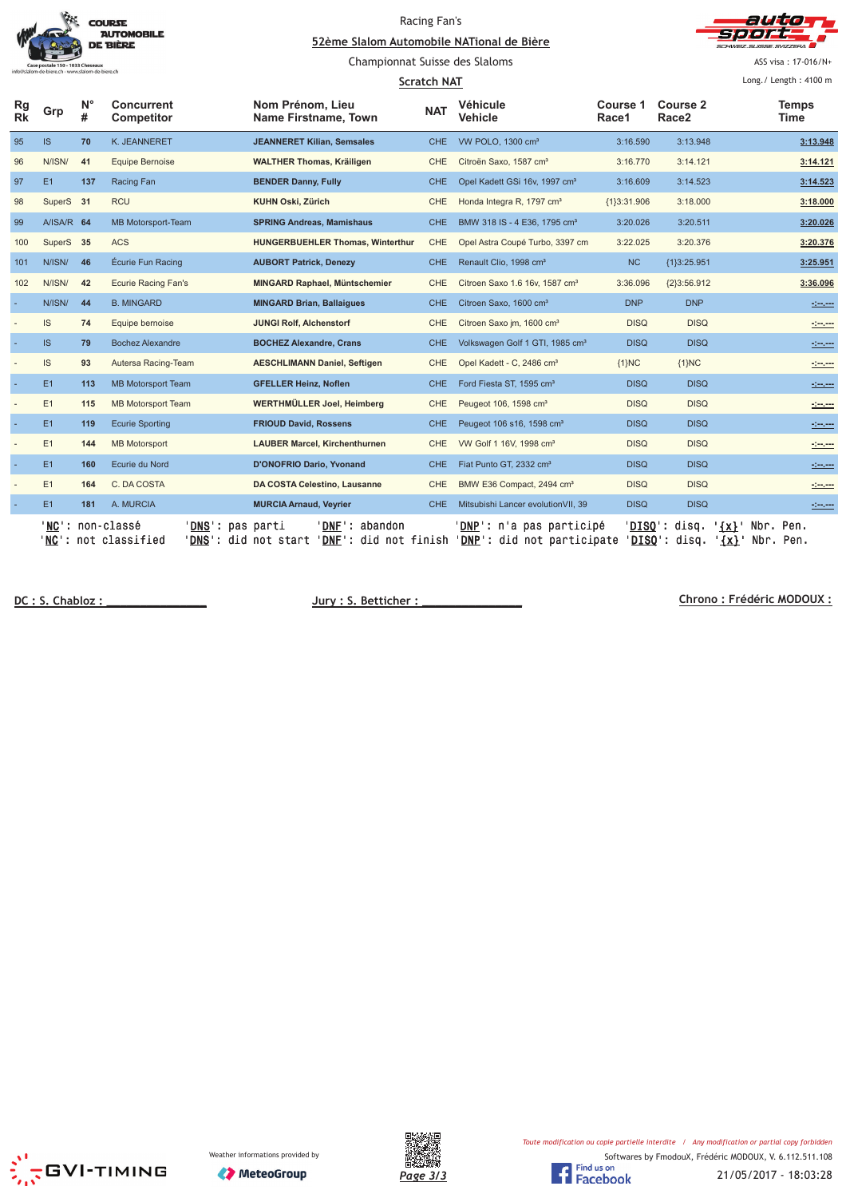Racing Fan's

**52ème Slalom Automobile NATional de Bière**

Championnat Suisse des Slaloms

**Scratch NAT**

ASS visa : 17-016/N+

Long./ Length : 4100 m

| Rg Rk | Grp | N° # | Concurrent Competitor | Nom Prénom, Lieu Name Firstname, Town | NAT | Véhicule Vehicle | Course 1 Race1 | Course 2 Race2 | Temps Time |
|---|---|---|---|---|---|---|---|---|---|
| 95 | IS | 70 | K. JEANNERET | **JEANNERET Kilian, Semsales** | CHE | VW POLO, 1300 cm³ | 3:16.590 | 3:13.948 | **3:13.948** |
| 96 | N/ISN/ | 41 | Equipe Bernoise | **WALTHER Thomas, Kräiligen** | CHE | Citroën Saxo, 1587 cm³ | 3:16.770 | 3:14.121 | **3:14.121** |
| 97 | E1 | 137 | Racing Fan | **BENDER Danny, Fully** | CHE | Opel Kadett GSi 16v, 1997 cm³ | 3:16.609 | 3:14.523 | **3:14.523** |
| 98 | SuperS | 31 | RCU | **KUHN Oski, Zürich** | CHE | Honda Integra R, 1797 cm³ | {1}3:31.906 | 3:18.000 | **3:18.000** |
| 99 | A/ISA/R | 64 | MB Motorsport-Team | **SPRING Andreas, Mamishaus** | CHE | BMW 318 IS - 4 E36, 1795 cm³ | 3:20.026 | 3:20.511 | **3:20.026** |
| 100 | SuperS | 35 | ACS | **HUNGERBUEHLER Thomas, Winterthur** | CHE | Opel Astra Coupé Turbo, 3397 cm | 3:22.025 | 3:20.376 | **3:20.376** |
| 101 | N/ISN/ | 46 | Écurie Fun Racing | **AUBORT Patrick, Denezy** | CHE | Renault Clio, 1998 cm³ | NC | {1}3:25.951 | **3:25.951** |
| 102 | N/ISN/ | 42 | Ecurie Racing Fan's | **MINGARD Raphael, Müntschemier** | CHE | Citroen Saxo 1.6 16v, 1587 cm³ | 3:36.096 | {2}3:56.912 | **3:36.096** |
| - | N/ISN/ | 44 | B. MINGARD | **MINGARD Brian, Ballaigues** | CHE | Citroen Saxo, 1600 cm³ | DNP | DNP | -:--.--- |
| - | IS | 74 | Equipe bernoise | **JUNGI Rolf, Alchenstorf** | CHE | Citroen Saxo jm, 1600 cm³ | DISQ | DISQ | -:--.--- |
| - | IS | 79 | Bochez Alexandre | **BOCHEZ Alexandre, Crans** | CHE | Volkswagen Golf 1 GTI, 1985 cm³ | DISQ | DISQ | -:--.--- |
| - | IS | 93 | Autersa Racing-Team | **AESCHLIMANN Daniel, Seftigen** | CHE | Opel Kadett - C, 2486 cm³ | {1}NC | {1}NC | -:--.--- |
| - | E1 | 113 | MB Motorsport Team | **GFELLER Heinz, Noflen** | CHE | Ford Fiesta ST, 1595 cm³ | DISQ | DISQ | -:--.--- |
| - | E1 | 115 | MB Motorsport Team | **WERTHMÜLLER Joel, Heimberg** | CHE | Peugeot 106, 1598 cm³ | DISQ | DISQ | -:--.--- |
| - | E1 | 119 | Ecurie Sporting | **FRIOUD David, Rossens** | CHE | Peugeot 106 s16, 1598 cm³ | DISQ | DISQ | -:--.--- |
| - | E1 | 144 | MB Motorsport | **LAUBER Marcel, Kirchenthurnen** | CHE | VW Golf 1 16V, 1998 cm³ | DISQ | DISQ | -:--.--- |
| - | E1 | 160 | Ecurie du Nord | **D'ONOFRIO Dario, Yvonand** | CHE | Fiat Punto GT, 2332 cm³ | DISQ | DISQ | -:--.--- |
| - | E1 | 164 | C. DA COSTA | **DA COSTA Celestino, Lausanne** | CHE | BMW E36 Compact, 2494 cm³ | DISQ | DISQ | -:--.--- |
| - | E1 | 181 | A. MURCIA | **MURCIA Arnaud, Veyrier** | CHE | Mitsubishi Lancer evolutionVII, 39 | DISQ | DISQ | -:--.--- |

'NC': non-classé 'DNS': pas parti 'DNF': abandon 'DNP': n'a pas participé 'DISQ': disq. '{x}' Nbr. Pen.
'NC': not classified 'DNS': did not start 'DNF': did not finish 'DNP': did not participate 'DISQ': disq. '{x}' Nbr. Pen.

DC : S. Chabloz : _______________ Jury : S. Betticher : _______________ Chrono : Frédéric MODOUX :

Weather informations provided by MeteoGroup

*Toute modification ou copie partielle interdite / Any modification or partial copy forbidden*

Softwares by FmodouX, Frédéric MODOUX, V. 6.112.511.108

21/05/2017 - 18:03:28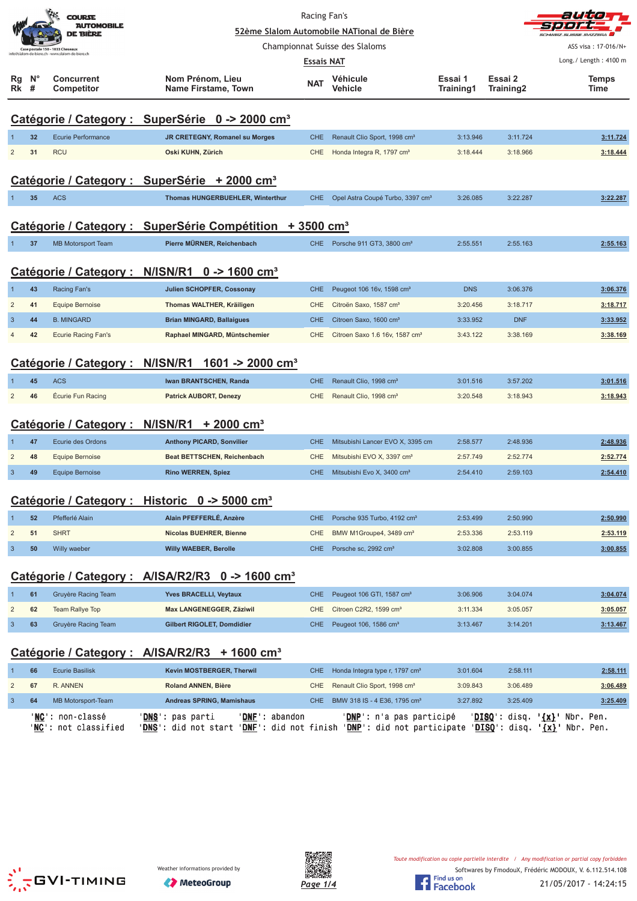Racing Fan's

52ème Slalom Automobile NATional de Bière

Championnat Suisse des Slaloms

Essais NAT

ASS visa : 17-016/N+

Long./ Length : 4100 m

| Rg Rk | N° # | Concurrent Competitor | Nom Prénom, Lieu Name Firstame, Town | NAT | Véhicule Vehicle | Essai 1 Training1 | Essai 2 Training2 | Temps Time |
|---|---|---|---|---|---|---|---|---|

## Catégorie / Category : SuperSérie 0 -> 2000 cm³

| Rg | N° | Concurrent | Nom Prénom, Lieu | NAT | Véhicule | Essai 1 | Essai 2 | Temps |
|---|---|---|---|---|---|---|---|---|
| 1 | 32 | Ecurie Performance | JR CRETEGNY, Romanel su Morges | CHE | Renault Clio Sport, 1998 cm³ | 3:13.946 | 3:11.724 | 3:11.724 |
| 2 | 31 | RCU | Oski KUHN, Zürich | CHE | Honda Integra R, 1797 cm³ | 3:18.444 | 3:18.966 | 3:18.444 |

## Catégorie / Category : SuperSérie + 2000 cm³

| Rg | N° | Concurrent | Nom Prénom, Lieu | NAT | Véhicule | Essai 1 | Essai 2 | Temps |
|---|---|---|---|---|---|---|---|---|
| 1 | 35 | ACS | Thomas HUNGERBUEHLER, Winterthur | CHE | Opel Astra Coupé Turbo, 3397 cm³ | 3:26.085 | 3:22.287 | 3:22.287 |

## Catégorie / Category : SuperSérie Compétition + 3500 cm³

| Rg | N° | Concurrent | Nom Prénom, Lieu | NAT | Véhicule | Essai 1 | Essai 2 | Temps |
|---|---|---|---|---|---|---|---|---|
| 1 | 37 | MB Motorsport Team | Pierre MÜRNER, Reichenbach | CHE | Porsche 911 GT3, 3800 cm³ | 2:55.551 | 2:55.163 | 2:55.163 |

## Catégorie / Category : N/ISN/R1 0 -> 1600 cm³

| Rg | N° | Concurrent | Nom Prénom, Lieu | NAT | Véhicule | Essai 1 | Essai 2 | Temps |
|---|---|---|---|---|---|---|---|---|
| 1 | 43 | Racing Fan's | Julien SCHOPFER, Cossonay | CHE | Peugeot 106 16v, 1598 cm³ | DNS | 3:06.376 | 3:06.376 |
| 2 | 41 | Equipe Bernoise | Thomas WALTHER, Kräiligen | CHE | Citroën Saxo, 1587 cm³ | 3:20.456 | 3:18.717 | 3:18.717 |
| 3 | 44 | B. MINGARD | Brian MINGARD, Ballaigues | CHE | Citroen Saxo, 1600 cm³ | 3:33.952 | DNF | 3:33.952 |
| 4 | 42 | Ecurie Racing Fan's | Raphael MINGARD, Müntschemier | CHE | Citroen Saxo 1.6 16v, 1587 cm³ | 3:43.122 | 3:38.169 | 3:38.169 |

## Catégorie / Category : N/ISN/R1 1601 -> 2000 cm³

| Rg | N° | Concurrent | Nom Prénom, Lieu | NAT | Véhicule | Essai 1 | Essai 2 | Temps |
|---|---|---|---|---|---|---|---|---|
| 1 | 45 | ACS | Iwan BRANTSCHEN, Randa | CHE | Renault Clio, 1998 cm³ | 3:01.516 | 3:57.202 | 3:01.516 |
| 2 | 46 | Écurie Fun Racing | Patrick AUBORT, Denezy | CHE | Renault Clio, 1998 cm³ | 3:20.548 | 3:18.943 | 3:18.943 |

## Catégorie / Category : N/ISN/R1 + 2000 cm³

| Rg | N° | Concurrent | Nom Prénom, Lieu | NAT | Véhicule | Essai 1 | Essai 2 | Temps |
|---|---|---|---|---|---|---|---|---|
| 1 | 47 | Ecurie des Ordons | Anthony PICARD, Sonvilier | CHE | Mitsubishi Lancer EVO X, 3395 cm | 2:58.577 | 2:48.936 | 2:48.936 |
| 2 | 48 | Equipe Bernoise | Beat BETTSCHEN, Reichenbach | CHE | Mitsubishi EVO X, 3397 cm³ | 2:57.749 | 2:52.774 | 2:52.774 |
| 3 | 49 | Equipe Bernoise | Rino WERREN, Spiez | CHE | Mitsubishi Evo X, 3400 cm³ | 2:54.410 | 2:59.103 | 2:54.410 |

## Catégorie / Category : Historic 0 -> 5000 cm³

| Rg | N° | Concurrent | Nom Prénom, Lieu | NAT | Véhicule | Essai 1 | Essai 2 | Temps |
|---|---|---|---|---|---|---|---|---|
| 1 | 52 | Pfefferlé Alain | Alain PFEFFERLÉ, Anzère | CHE | Porsche 935 Turbo, 4192 cm³ | 2:53.499 | 2:50.990 | 2:50.990 |
| 2 | 51 | SHRT | Nicolas BUEHRER, Bienne | CHE | BMW M1Groupe4, 3489 cm³ | 2:53.336 | 2:53.119 | 2:53.119 |
| 3 | 50 | Willy waeber | Willy WAEBER, Berolle | CHE | Porsche sc, 2992 cm³ | 3:02.808 | 3:00.855 | 3:00.855 |

## Catégorie / Category : A/ISA/R2/R3 0 -> 1600 cm³

| Rg | N° | Concurrent | Nom Prénom, Lieu | NAT | Véhicule | Essai 1 | Essai 2 | Temps |
|---|---|---|---|---|---|---|---|---|
| 1 | 61 | Gruyère Racing Team | Yves BRACELLI, Veytaux | CHE | Peugeot 106 GTI, 1587 cm³ | 3:06.906 | 3:04.074 | 3:04.074 |
| 2 | 62 | Team Rallye Top | Max LANGENEGGER, Zäziwil | CHE | Citroen C2R2, 1599 cm³ | 3:11.334 | 3:05.057 | 3:05.057 |
| 3 | 63 | Gruyère Racing Team | Gilbert RIGOLET, Domdidier | CHE | Peugeot 106, 1586 cm³ | 3:13.467 | 3:14.201 | 3:13.467 |

## Catégorie / Category : A/ISA/R2/R3 + 1600 cm³

| Rg | N° | Concurrent | Nom Prénom, Lieu | NAT | Véhicule | Essai 1 | Essai 2 | Temps |
|---|---|---|---|---|---|---|---|---|
| 1 | 66 | Ecurie Basilisk | Kevin MOSTBERGER, Therwil | CHE | Honda Integra type r, 1797 cm³ | 3:01.604 | 2:58.111 | 2:58.111 |
| 2 | 67 | R. ANNEN | Roland ANNEN, Bière | CHE | Renault Clio Sport, 1998 cm³ | 3:09.843 | 3:06.489 | 3:06.489 |
| 3 | 64 | MB Motorsport-Team | Andreas SPRING, Mamishaus | CHE | BMW 318 IS - 4 E36, 1795 cm³ | 3:27.892 | 3:25.409 | 3:25.409 |

'NC': non-classé 'DNS': pas parti 'DNF': abandon 'DNP': n'a pas participé 'DISQ': disq. '{x}' Nbr. Pen.
'NC': not classified 'DNS': did not start 'DNF': did not finish 'DNP': did not participate 'DISQ': disq. '{x}' Nbr. Pen.

Weather informations provided by MeteoGroup

Toute modification ou copie partielle interdite / Any modification or partial copy forbidden

Softwares by FmodouX, Frédéric MODOUX, V. 6.112.514.108

21/05/2017 - 14:24:15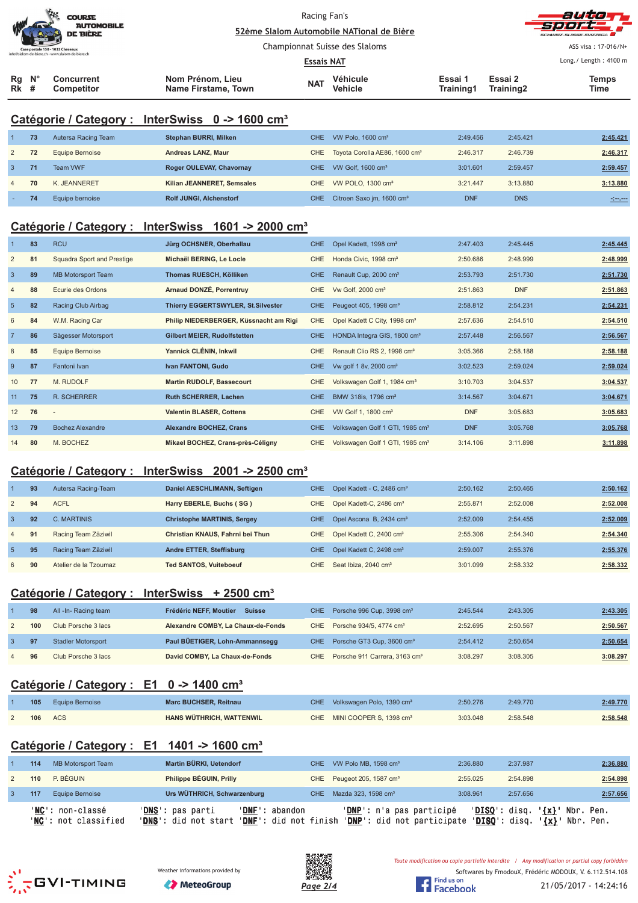Racing Fan's

52ème Slalom Automobile NATional de Bière

Championnat Suisse des Slaloms

Essais NAT

ASS visa : 17-016/N+

Long./ Length : 4100 m

## Catégorie / Category : InterSwiss 0 -> 1600 cm³

| Rg Rk | N° # | Concurrent Competitor | Nom Prénom, Lieu Name Firstame, Town | NAT | Véhicule Vehicle | Essai 1 Training1 | Essai 2 Training2 | Temps Time |
|---|---|---|---|---|---|---|---|---|
| 1 | 73 | Autersa Racing Team | Stephan BURRI, Milken | CHE | VW Polo, 1600 cm³ | 2:49.456 | 2:45.421 | 2:45.421 |
| 2 | 72 | Equipe Bernoise | Andreas LANZ, Maur | CHE | Toyota Corolla AE86, 1600 cm³ | 2:46.317 | 2:46.739 | 2:46.317 |
| 3 | 71 | Team VWF | Roger OULEVAY, Chavornay | CHE | VW Golf, 1600 cm³ | 3:01.601 | 2:59.457 | 2:59.457 |
| 4 | 70 | K. JEANNERET | Kilian JEANNERET, Semsales | CHE | VW POLO, 1300 cm³ | 3:21.447 | 3:13.880 | 3:13.880 |
| - | 74 | Equipe bernoise | Rolf JUNGI, Alchenstorf | CHE | Citroen Saxo jm, 1600 cm³ | DNF | DNS | -:--.--- |

## Catégorie / Category : InterSwiss 1601 -> 2000 cm³

| Rg Rk | N° # | Concurrent Competitor | Nom Prénom, Lieu Name Firstame, Town | NAT | Véhicule Vehicle | Essai 1 Training1 | Essai 2 Training2 | Temps Time |
|---|---|---|---|---|---|---|---|---|
| 1 | 83 | RCU | Jürg OCHSNER, Oberhallau | CHE | Opel Kadett, 1998 cm³ | 2:47.403 | 2:45.445 | 2:45.445 |
| 2 | 81 | Squadra Sport and Prestige | Michaël BERING, Le Locle | CHE | Honda Civic, 1998 cm³ | 2:50.686 | 2:48.999 | 2:48.999 |
| 3 | 89 | MB Motorsport Team | Thomas RUESCH, Kölliken | CHE | Renault Cup, 2000 cm³ | 2:53.793 | 2:51.730 | 2:51.730 |
| 4 | 88 | Ecurie des Ordons | Arnaud DONZÉ, Porrentruy | CHE | Vw Golf, 2000 cm³ | 2:51.863 | DNF | 2:51.863 |
| 5 | 82 | Racing Club Airbag | Thierry EGGERTSWYLER, St.Silvester | CHE | Peugeot 405, 1998 cm³ | 2:58.812 | 2:54.231 | 2:54.231 |
| 6 | 84 | W.M. Racing Car | Philip NIEDERBERGER, Küssnacht am Rigi | CHE | Opel Kadett C City, 1998 cm³ | 2:57.636 | 2:54.510 | 2:54.510 |
| 7 | 86 | Sägesser Motorsport | Gilbert MEIER, Rudolfstetten | CHE | HONDA Integra GIS, 1800 cm³ | 2:57.448 | 2:56.567 | 2:56.567 |
| 8 | 85 | Equipe Bernoise | Yannick CLÉNIN, Inkwil | CHE | Renault Clio RS 2, 1998 cm³ | 3:05.366 | 2:58.188 | 2:58.188 |
| 9 | 87 | Fantoni Ivan | Ivan FANTONI, Gudo | CHE | Vw golf 1 8v, 2000 cm³ | 3:02.523 | 2:59.024 | 2:59.024 |
| 10 | 77 | M. RUDOLF | Martin RUDOLF, Bassecourt | CHE | Volkswagen Golf 1, 1984 cm³ | 3:10.703 | 3:04.537 | 3:04.537 |
| 11 | 75 | R. SCHERRER | Ruth SCHERRER, Lachen | CHE | BMW 318is, 1796 cm³ | 3:14.567 | 3:04.671 | 3:04.671 |
| 12 | 76 | - | Valentin BLASER, Cottens | CHE | VW Golf 1, 1800 cm³ | DNF | 3:05.683 | 3:05.683 |
| 13 | 79 | Bochez Alexandre | Alexandre BOCHEZ, Crans | CHE | Volkswagen Golf 1 GTI, 1985 cm³ | DNF | 3:05.768 | 3:05.768 |
| 14 | 80 | M. BOCHEZ | Mikael BOCHEZ, Crans-près-Céligny | CHE | Volkswagen Golf 1 GTI, 1985 cm³ | 3:14.106 | 3:11.898 | 3:11.898 |

## Catégorie / Category : InterSwiss 2001 -> 2500 cm³

| Rg Rk | N° # | Concurrent Competitor | Nom Prénom, Lieu Name Firstame, Town | NAT | Véhicule Vehicle | Essai 1 Training1 | Essai 2 Training2 | Temps Time |
|---|---|---|---|---|---|---|---|---|
| 1 | 93 | Autersa Racing-Team | Daniel AESCHLIMANN, Seftigen | CHE | Opel Kadett - C, 2486 cm³ | 2:50.162 | 2:50.465 | 2:50.162 |
| 2 | 94 | ACFL | Harry EBERLE, Buchs ( SG ) | CHE | Opel Kadett-C, 2486 cm³ | 2:55.871 | 2:52.008 | 2:52.008 |
| 3 | 92 | C. MARTINIS | Christophe MARTINIS, Sergey | CHE | Opel Ascona B, 2434 cm³ | 2:52.009 | 2:54.455 | 2:52.009 |
| 4 | 91 | Racing Team Zäziwil | Christian KNAUS, Fahrni bei Thun | CHE | Opel Kadett C, 2400 cm³ | 2:55.306 | 2:54.340 | 2:54.340 |
| 5 | 95 | Racing Team Zäziwil | Andre ETTER, Steffisburg | CHE | Opel Kadett C, 2498 cm³ | 2:59.007 | 2:55.376 | 2:55.376 |
| 6 | 90 | Atelier de la Tzoumaz | Ted SANTOS, Vuiteboeuf | CHE | Seat Ibiza, 2040 cm³ | 3:01.099 | 2:58.332 | 2:58.332 |

## Catégorie / Category : InterSwiss + 2500 cm³

| Rg Rk | N° # | Concurrent Competitor | Nom Prénom, Lieu Name Firstame, Town | NAT | Véhicule Vehicle | Essai 1 Training1 | Essai 2 Training2 | Temps Time |
|---|---|---|---|---|---|---|---|---|
| 1 | 98 | All -In- Racing team | Frédéric NEFF, Moutier | CHE | Porsche 996 Cup, 3998 cm³ | 2:45.544 | 2:43.305 | 2:43.305 |
| 2 | 100 | Club Porsche 3 lacs | Alexandre COMBY, La Chaux-de-Fonds | CHE | Porsche 934/5, 4774 cm³ | 2:52.695 | 2:50.567 | 2:50.567 |
| 3 | 97 | Stadler Motorsport | Paul BÜETIGER, Lohn-Ammannsegg | CHE | Porsche GT3 Cup, 3600 cm³ | 2:54.412 | 2:50.654 | 2:50.654 |
| 4 | 96 | Club Porsche 3 lacs | David COMBY, La Chaux-de-Fonds | CHE | Porsche 911 Carrera, 3163 cm³ | 3:08.297 | 3:08.305 | 3:08.297 |

## Catégorie / Category : E1 0 -> 1400 cm³

| Rg Rk | N° # | Concurrent Competitor | Nom Prénom, Lieu Name Firstame, Town | NAT | Véhicule Vehicle | Essai 1 Training1 | Essai 2 Training2 | Temps Time |
|---|---|---|---|---|---|---|---|---|
| 1 | 105 | Equipe Bernoise | Marc BUCHSER, Reitnau | CHE | Volkswagen Polo, 1390 cm³ | 2:50.276 | 2:49.770 | 2:49.770 |
| 2 | 106 | ACS | HANS WÜTHRICH, WATTENWIL | CHE | MINI COOPER S, 1398 cm³ | 3:03.048 | 2:58.548 | 2:58.548 |

## Catégorie / Category : E1 1401 -> 1600 cm³

| Rg Rk | N° # | Concurrent Competitor | Nom Prénom, Lieu Name Firstame, Town | NAT | Véhicule Vehicle | Essai 1 Training1 | Essai 2 Training2 | Temps Time |
|---|---|---|---|---|---|---|---|---|
| 1 | 114 | MB Motorsport Team | Martin BÜRKI, Uetendorf | CHE | VW Polo MB, 1598 cm³ | 2:36.880 | 2:37.987 | 2:36.880 |
| 2 | 110 | P. BÉGUIN | Philippe BÉGUIN, Prilly | CHE | Peugeot 205, 1587 cm³ | 2:55.025 | 2:54.898 | 2:54.898 |
| 3 | 117 | Equipe Bernoise | Urs WÜTHRICH, Schwarzenburg | CHE | Mazda 323, 1598 cm³ | 3:08.961 | 2:57.656 | 2:57.656 |

'NC': non-classé 'DNS': pas parti 'DNF': abandon 'DNP': n'a pas participé 'DISQ': disq. '{x}' Nbr. Pen.
'NC': not classified 'DNS': did not start 'DNF': did not finish 'DNP': did not participate 'DISQ': disq. '{x}' Nbr. Pen.

Weather informations provided by MeteoGroup

Toute modification ou copie partielle interdite / Any modification or partial copy forbidden

Softwares by FmodouX, Frédéric MODOUX, V. 6.112.514.108

21/05/2017 - 14:24:16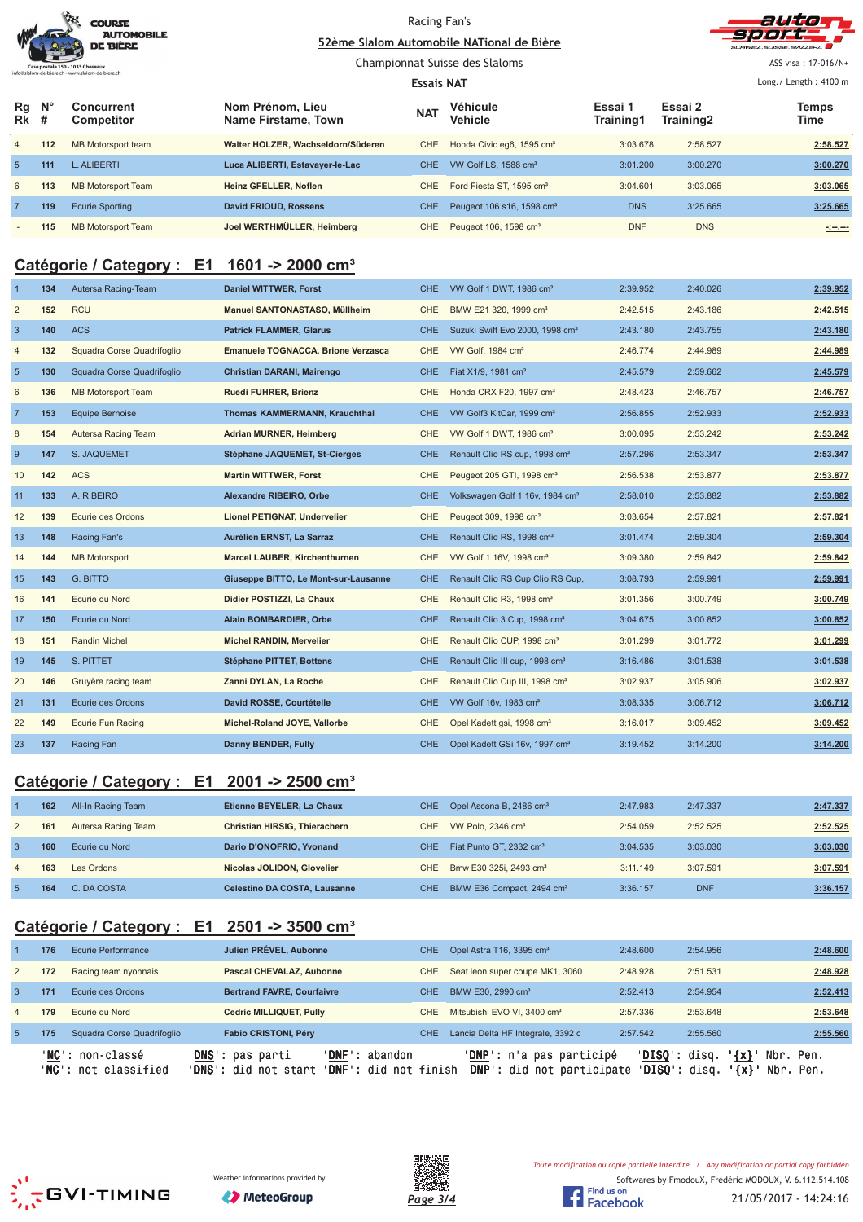Racing Fan's

52ème Slalom Automobile NATional de Bière

Championnat Suisse des Slaloms

Essais NAT

ASS visa : 17-016/N+

Long./ Length : 4100 m

| Rg Rk | N° # | Concurrent Competitor | Nom Prénom, Lieu Name Firstame, Town | NAT | Véhicule Vehicle | Essai 1 Training1 | Essai 2 Training2 | Temps Time |
|---|---|---|---|---|---|---|---|---|
| 4 | 112 | MB Motorsport team | Walter HOLZER, Wachseldorn/Süderen | CHE | Honda Civic eg6, 1595 cm³ | 3:03.678 | 2:58.527 | 2:58.527 |
| 5 | 111 | L. ALIBERTI | Luca ALIBERTI, Estavayer-le-Lac | CHE | VW Golf LS, 1588 cm³ | 3:01.200 | 3:00.270 | 3:00.270 |
| 6 | 113 | MB Motorsport Team | Heinz GFELLER, Noflen | CHE | Ford Fiesta ST, 1595 cm³ | 3:04.601 | 3:03.065 | 3:03.065 |
| 7 | 119 | Ecurie Sporting | David FRIOUD, Rossens | CHE | Peugeot 106 s16, 1598 cm³ | DNS | 3:25.665 | 3:25.665 |
| - | 115 | MB Motorsport Team | Joel WERTHMÜLLER, Heimberg | CHE | Peugeot 106, 1598 cm³ | DNF | DNS | -:--.--- |

## Catégorie / Category : E1 1601 -> 2000 cm³

| Rg Rk | N° # | Concurrent Competitor | Nom Prénom, Lieu Name Firstame, Town | NAT | Véhicule Vehicle | Essai 1 Training1 | Essai 2 Training2 | Temps Time |
|---|---|---|---|---|---|---|---|---|
| 1 | 134 | Autersa Racing-Team | Daniel WITTWER, Forst | CHE | VW Golf 1 DWT, 1986 cm³ | 2:39.952 | 2:40.026 | 2:39.952 |
| 2 | 152 | RCU | Manuel SANTONASTASO, Müllheim | CHE | BMW E21 320, 1999 cm³ | 2:42.515 | 2:43.186 | 2:42.515 |
| 3 | 140 | ACS | Patrick FLAMMER, Glarus | CHE | Suzuki Swift Evo 2000, 1998 cm³ | 2:43.180 | 2:43.755 | 2:43.180 |
| 4 | 132 | Squadra Corse Quadrifoglio | Emanuele TOGNACCA, Brione Verzasca | CHE | VW Golf, 1984 cm³ | 2:46.774 | 2:44.989 | 2:44.989 |
| 5 | 130 | Squadra Corse Quadrifoglio | Christian DARANI, Mairengo | CHE | Fiat X1/9, 1981 cm³ | 2:45.579 | 2:59.662 | 2:45.579 |
| 6 | 136 | MB Motorsport Team | Ruedi FUHRER, Brienz | CHE | Honda CRX F20, 1997 cm³ | 2:48.423 | 2:46.757 | 2:46.757 |
| 7 | 153 | Equipe Bernoise | Thomas KAMMERMANN, Krauchthal | CHE | VW Golf3 KitCar, 1999 cm³ | 2:56.855 | 2:52.933 | 2:52.933 |
| 8 | 154 | Autersa Racing Team | Adrian MURNER, Heimberg | CHE | VW Golf 1 DWT, 1986 cm³ | 3:00.095 | 2:53.242 | 2:53.242 |
| 9 | 147 | S. JAQUEMET | Stéphane JAQUEMET, St-Cierges | CHE | Renault Clio RS cup, 1998 cm³ | 2:57.296 | 2:53.347 | 2:53.347 |
| 10 | 142 | ACS | Martin WITTWER, Forst | CHE | Peugeot 205 GTI, 1998 cm³ | 2:56.538 | 2:53.877 | 2:53.877 |
| 11 | 133 | A. RIBEIRO | Alexandre RIBEIRO, Orbe | CHE | Volkswagen Golf 1 16v, 1984 cm³ | 2:58.010 | 2:53.882 | 2:53.882 |
| 12 | 139 | Ecurie des Ordons | Lionel PETIGNAT, Undervelier | CHE | Peugeot 309, 1998 cm³ | 3:03.654 | 2:57.821 | 2:57.821 |
| 13 | 148 | Racing Fan's | Aurélien ERNST, La Sarraz | CHE | Renault Clio RS, 1998 cm³ | 3:01.474 | 2:59.304 | 2:59.304 |
| 14 | 144 | MB Motorsport | Marcel LAUBER, Kirchenthurnen | CHE | VW Golf 1 16V, 1998 cm³ | 3:09.380 | 2:59.842 | 2:59.842 |
| 15 | 143 | G. BITTO | Giuseppe BITTO, Le Mont-sur-Lausanne | CHE | Renault Clio RS Cup Clio RS Cup, | 3:08.793 | 2:59.991 | 2:59.991 |
| 16 | 141 | Ecurie du Nord | Didier POSTIZZI, La Chaux | CHE | Renault Clio R3, 1998 cm³ | 3:01.356 | 3:00.749 | 3:00.749 |
| 17 | 150 | Ecurie du Nord | Alain BOMBARDIER, Orbe | CHE | Renault Clio 3 Cup, 1998 cm³ | 3:04.675 | 3:00.852 | 3:00.852 |
| 18 | 151 | Randin Michel | Michel RANDIN, Mervelier | CHE | Renault Clio CUP, 1998 cm³ | 3:01.299 | 3:01.772 | 3:01.299 |
| 19 | 145 | S. PITTET | Stéphane PITTET, Bottens | CHE | Renault Clio III cup, 1998 cm³ | 3:16.486 | 3:01.538 | 3:01.538 |
| 20 | 146 | Gruyère racing team | Zanni DYLAN, La Roche | CHE | Renault Clio Cup III, 1998 cm³ | 3:02.937 | 3:05.906 | 3:02.937 |
| 21 | 131 | Ecurie des Ordons | David ROSSE, Courtételle | CHE | VW Golf 16v, 1983 cm³ | 3:08.335 | 3:06.712 | 3:06.712 |
| 22 | 149 | Ecurie Fun Racing | Michel-Roland JOYE, Vallorbe | CHE | Opel Kadett gsi, 1998 cm³ | 3:16.017 | 3:09.452 | 3:09.452 |
| 23 | 137 | Racing Fan | Danny BENDER, Fully | CHE | Opel Kadett GSi 16v, 1997 cm³ | 3:19.452 | 3:14.200 | 3:14.200 |

## Catégorie / Category : E1 2001 -> 2500 cm³

| Rg Rk | N° # | Concurrent Competitor | Nom Prénom, Lieu Name Firstame, Town | NAT | Véhicule Vehicle | Essai 1 Training1 | Essai 2 Training2 | Temps Time |
|---|---|---|---|---|---|---|---|---|
| 1 | 162 | All-In Racing Team | Etienne BEYELER, La Chaux | CHE | Opel Ascona B, 2486 cm³ | 2:47.983 | 2:47.337 | 2:47.337 |
| 2 | 161 | Autersa Racing Team | Christian HIRSIG, Thierachern | CHE | VW Polo, 2346 cm³ | 2:54.059 | 2:52.525 | 2:52.525 |
| 3 | 160 | Ecurie du Nord | Dario D'ONOFRIO, Yvonand | CHE | Fiat Punto GT, 2332 cm³ | 3:04.535 | 3:03.030 | 3:03.030 |
| 4 | 163 | Les Ordons | Nicolas JOLIDON, Glovelier | CHE | Bmw E30 325i, 2493 cm³ | 3:11.149 | 3:07.591 | 3:07.591 |
| 5 | 164 | C. DA COSTA | Celestino DA COSTA, Lausanne | CHE | BMW E36 Compact, 2494 cm³ | 3:36.157 | DNF | 3:36.157 |

## Catégorie / Category : E1 2501 -> 3500 cm³

| Rg Rk | N° # | Concurrent Competitor | Nom Prénom, Lieu Name Firstame, Town | NAT | Véhicule Vehicle | Essai 1 Training1 | Essai 2 Training2 | Temps Time |
|---|---|---|---|---|---|---|---|---|
| 1 | 176 | Ecurie Performance | Julien PRÉVEL, Aubonne | CHE | Opel Astra T16, 3395 cm³ | 2:48.600 | 2:54.956 | 2:48.600 |
| 2 | 172 | Racing team nyonnais | Pascal CHEVALAZ, Aubonne | CHE | Seat leon super coupe MK1, 3060 | 2:48.928 | 2:51.531 | 2:48.928 |
| 3 | 171 | Ecurie des Ordons | Bertrand FAVRE, Courfaivre | CHE | BMW E30, 2990 cm³ | 2:52.413 | 2:54.954 | 2:52.413 |
| 4 | 179 | Ecurie du Nord | Cedric MILLIQUET, Pully | CHE | Mitsubishi EVO VI, 3400 cm³ | 2:57.336 | 2:53.648 | 2:53.648 |
| 5 | 175 | Squadra Corse Quadrifoglio | Fabio CRISTONI, Péry | CHE | Lancia Delta HF Integrale, 3392 c | 2:57.542 | 2:55.560 | 2:55.560 |

'NC': non-classé 'DNS': pas parti 'DNF': abandon 'DNP': n'a pas participé 'DISQ': disq. '{x}' Nbr. Pen.
'NC': not classified 'DNS': did not start 'DNF': did not finish 'DNP': did not participate 'DISQ': disq. '{x}' Nbr. Pen.

Weather informations provided by MeteoGroup

Toute modification ou copie partielle interdite / Any modification or partial copy forbidden

Softwares by FmodouX, Frédéric MODOUX, V. 6.112.514.108

21/05/2017 - 14:24:16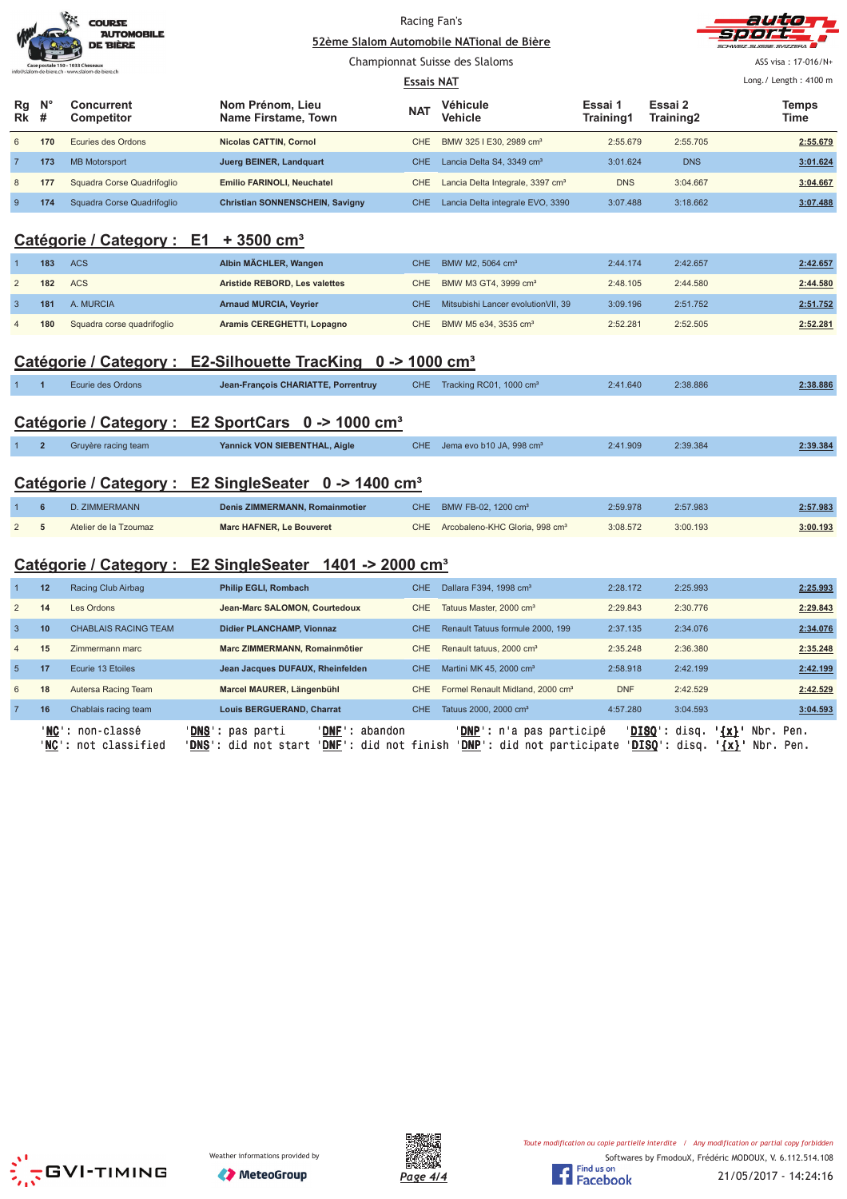Racing Fan's

52ème Slalom Automobile NATional de Bière

Championnat Suisse des Slaloms

Essais NAT

ASS visa : 17-016/N+

Long./ Length : 4100 m

| Rg Rk | N° # | Concurrent Competitor | Nom Prénom, Lieu Name Firstame, Town | NAT | Véhicule Vehicle | Essai 1 Training1 | Essai 2 Training2 | Temps Time |
|---|---|---|---|---|---|---|---|---|
| 6 | 170 | Ecuries des Ordons | Nicolas CATTIN, Cornol | CHE | BMW 325 I E30, 2989 cm³ | 2:55.679 | 2:55.705 | 2:55.679 |
| 7 | 173 | MB Motorsport | Juerg BEINER, Landquart | CHE | Lancia Delta S4, 3349 cm³ | 3:01.624 | DNS | 3:01.624 |
| 8 | 177 | Squadra Corse Quadrifoglio | Emilio FARINOLI, Neuchatel | CHE | Lancia Delta Integrale, 3397 cm³ | DNS | 3:04.667 | 3:04.667 |
| 9 | 174 | Squadra Corse Quadrifoglio | Christian SONNENSCHEIN, Savigny | CHE | Lancia Delta integrale EVO, 3390 | 3:07.488 | 3:18.662 | 3:07.488 |

## Catégorie / Category : E1 + 3500 cm³

| Rg Rk | N° # | Concurrent Competitor | Nom Prénom, Lieu Name Firstame, Town | NAT | Véhicule Vehicle | Essai 1 Training1 | Essai 2 Training2 | Temps Time |
|---|---|---|---|---|---|---|---|---|
| 1 | 183 | ACS | Albin MÄCHLER, Wangen | CHE | BMW M2, 5064 cm³ | 2:44.174 | 2:42.657 | 2:42.657 |
| 2 | 182 | ACS | Aristide REBORD, Les valettes | CHE | BMW M3 GT4, 3999 cm³ | 2:48.105 | 2:44.580 | 2:44.580 |
| 3 | 181 | A. MURCIA | Arnaud MURCIA, Veyrier | CHE | Mitsubishi Lancer evolutionVII, 39 | 3:09.196 | 2:51.752 | 2:51.752 |
| 4 | 180 | Squadra corse quadrifoglio | Aramis CEREGHETTI, Lopagno | CHE | BMW M5 e34, 3535 cm³ | 2:52.281 | 2:52.505 | 2:52.281 |

## Catégorie / Category : E2-Silhouette TracKing 0 -> 1000 cm³

| Rg Rk | N° # | Concurrent Competitor | Nom Prénom, Lieu Name Firstame, Town | NAT | Véhicule Vehicle | Essai 1 Training1 | Essai 2 Training2 | Temps Time |
|---|---|---|---|---|---|---|---|---|
| 1 | 1 | Ecurie des Ordons | Jean-François CHARIATTE, Porrentruy | CHE | Tracking RC01, 1000 cm³ | 2:41.640 | 2:38.886 | 2:38.886 |

## Catégorie / Category : E2 SportCars 0 -> 1000 cm³

| Rg Rk | N° # | Concurrent Competitor | Nom Prénom, Lieu Name Firstame, Town | NAT | Véhicule Vehicle | Essai 1 Training1 | Essai 2 Training2 | Temps Time |
|---|---|---|---|---|---|---|---|---|
| 1 | 2 | Gruyère racing team | Yannick VON SIEBENTHAL, Aigle | CHE | Jema evo b10 JA, 998 cm³ | 2:41.909 | 2:39.384 | 2:39.384 |

## Catégorie / Category : E2 SingleSeater 0 -> 1400 cm³

| Rg Rk | N° # | Concurrent Competitor | Nom Prénom, Lieu Name Firstame, Town | NAT | Véhicule Vehicle | Essai 1 Training1 | Essai 2 Training2 | Temps Time |
|---|---|---|---|---|---|---|---|---|
| 1 | 6 | D. ZIMMERMANN | Denis ZIMMERMANN, Romainmotier | CHE | BMW FB-02, 1200 cm³ | 2:59.978 | 2:57.983 | 2:57.983 |
| 2 | 5 | Atelier de la Tzoumaz | Marc HAFNER, Le Bouveret | CHE | Arcobaleno-KHC Gloria, 998 cm³ | 3:08.572 | 3:00.193 | 3:00.193 |

## Catégorie / Category : E2 SingleSeater 1401 -> 2000 cm³

| Rg Rk | N° # | Concurrent Competitor | Nom Prénom, Lieu Name Firstame, Town | NAT | Véhicule Vehicle | Essai 1 Training1 | Essai 2 Training2 | Temps Time |
|---|---|---|---|---|---|---|---|---|
| 1 | 12 | Racing Club Airbag | Philip EGLI, Rombach | CHE | Dallara F394, 1998 cm³ | 2:28.172 | 2:25.993 | 2:25.993 |
| 2 | 14 | Les Ordons | Jean-Marc SALOMON, Courtedoux | CHE | Tatuus Master, 2000 cm³ | 2:29.843 | 2:30.776 | 2:29.843 |
| 3 | 10 | CHABLAIS RACING TEAM | Didier PLANCHAMP, Vionnaz | CHE | Renault Tatuus formule 2000, 199 | 2:37.135 | 2:34.076 | 2:34.076 |
| 4 | 15 | Zimmermann marc | Marc ZIMMERMANN, Romainmôtier | CHE | Renault tatuus, 2000 cm³ | 2:35.248 | 2:36.380 | 2:35.248 |
| 5 | 17 | Ecurie 13 Etoiles | Jean Jacques DUFAUX, Rheinfelden | CHE | Martini MK 45, 2000 cm³ | 2:58.918 | 2:42.199 | 2:42.199 |
| 6 | 18 | Autersa Racing Team | Marcel MAURER, Längenbühl | CHE | Formel Renault Midland, 2000 cm³ | DNF | 2:42.529 | 2:42.529 |
| 7 | 16 | Chablais racing team | Louis BERGUERAND, Charrat | CHE | Tatuus 2000, 2000 cm³ | 4:57.280 | 3:04.593 | 3:04.593 |

'NC': non-classé 'DNS': pas parti 'DNF': abandon 'DNP': n'a pas participé 'DISQ': disq. '{x}' Nbr. Pen.
'NC': not classified 'DNS': did not start 'DNF': did not finish 'DNP': did not participate 'DISQ': disq. '{x}' Nbr. Pen.

Weather informations provided by MeteoGroup

*Toute modification ou copie partielle interdite / Any modification or partial copy forbidden*

Softwares by FmodouX, Frédéric MODOUX, V. 6.112.514.108

21/05/2017 - 14:24:16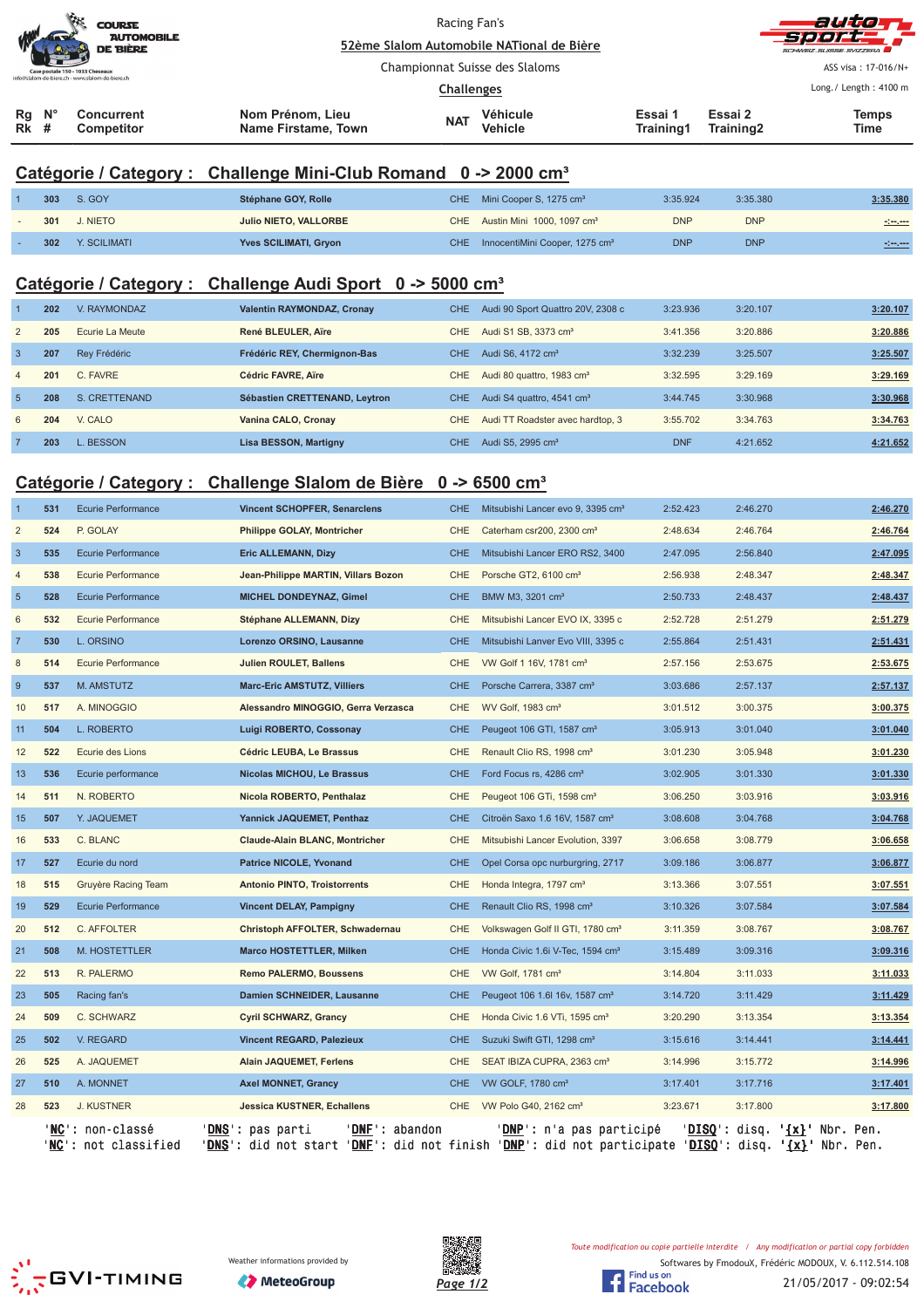Racing Fan's

52ème Slalom Automobile NATional de Bière

Championnat Suisse des Slaloms

Challenges

ASS visa : 17-016/N+

Long./ Length : 4100 m

## Catégorie / Category : Challenge Mini-Club Romand 0 -> 2000 cm³

| Rg Rk | N° # | Concurrent Competitor | Nom Prénom, Lieu Name Firstame, Town | NAT | Véhicule Vehicle | Essai 1 Training1 | Essai 2 Training2 | Temps Time |
|---|---|---|---|---|---|---|---|---|
| 1 | 303 | S. GOY | Stéphane GOY, Rolle | CHE | Mini Cooper S, 1275 cm³ | 3:35.924 | 3:35.380 | 3:35.380 |
| - | 301 | J. NIETO | Julio NIETO, VALLORBE | CHE | Austin Mini 1000, 1097 cm³ | DNP | DNP | -:--.--- |
| - | 302 | Y. SCILIMATI | Yves SCILIMATI, Gryon | CHE | InnocentiMini Cooper, 1275 cm³ | DNP | DNP | -:--.--- |

## Catégorie / Category : Challenge Audi Sport 0 -> 5000 cm³

| Rg Rk | N° # | Concurrent Competitor | Nom Prénom, Lieu Name Firstame, Town | NAT | Véhicule Vehicle | Essai 1 Training1 | Essai 2 Training2 | Temps Time |
|---|---|---|---|---|---|---|---|---|
| 1 | 202 | V. RAYMONDAZ | Valentin RAYMONDAZ, Cronay | CHE | Audi 90 Sport Quattro 20V, 2308 c | 3:23.936 | 3:20.107 | 3:20.107 |
| 2 | 205 | Ecurie La Meute | René BLEULER, Aïre | CHE | Audi S1 SB, 3373 cm³ | 3:41.356 | 3:20.886 | 3:20.886 |
| 3 | 207 | Rey Frédéric | Frédéric REY, Chermignon-Bas | CHE | Audi S6, 4172 cm³ | 3:32.239 | 3:25.507 | 3:25.507 |
| 4 | 201 | C. FAVRE | Cédric FAVRE, Aïre | CHE | Audi 80 quattro, 1983 cm³ | 3:32.595 | 3:29.169 | 3:29.169 |
| 5 | 208 | S. CRETTENAND | Sébastien CRETTENAND, Leytron | CHE | Audi S4 quattro, 4541 cm³ | 3:44.745 | 3:30.968 | 3:30.968 |
| 6 | 204 | V. CALO | Vanina CALO, Cronay | CHE | Audi TT Roadster avec hardtop, 3 | 3:55.702 | 3:34.763 | 3:34.763 |
| 7 | 203 | L. BESSON | Lisa BESSON, Martigny | CHE | Audi S5, 2995 cm³ | DNF | 4:21.652 | 4:21.652 |

## Catégorie / Category : Challenge Slalom de Bière 0 -> 6500 cm³

| Rg Rk | N° # | Concurrent Competitor | Nom Prénom, Lieu Name Firstame, Town | NAT | Véhicule Vehicle | Essai 1 Training1 | Essai 2 Training2 | Temps Time |
|---|---|---|---|---|---|---|---|---|
| 1 | 531 | Ecurie Performance | Vincent SCHOPFER, Senarclens | CHE | Mitsubishi Lancer evo 9, 3395 cm³ | 2:52.423 | 2:46.270 | 2:46.270 |
| 2 | 524 | P. GOLAY | Philippe GOLAY, Montricher | CHE | Caterham csr200, 2300 cm³ | 2:48.634 | 2:46.764 | 2:46.764 |
| 3 | 535 | Ecurie Performance | Eric ALLEMANN, Dizy | CHE | Mitsubishi Lancer ERO RS2, 3400 | 2:47.095 | 2:56.840 | 2:47.095 |
| 4 | 538 | Ecurie Performance | Jean-Philippe MARTIN, Villars Bozon | CHE | Porsche GT2, 6100 cm³ | 2:56.938 | 2:48.347 | 2:48.347 |
| 5 | 528 | Ecurie Performance | MICHEL DONDEYNAZ, Gimel | CHE | BMW M3, 3201 cm³ | 2:50.733 | 2:48.437 | 2:48.437 |
| 6 | 532 | Ecurie Performance | Stéphane ALLEMANN, Dizy | CHE | Mitsubishi Lancer EVO IX, 3395 c | 2:52.728 | 2:51.279 | 2:51.279 |
| 7 | 530 | L. ORSINO | Lorenzo ORSINO, Lausanne | CHE | Mitsubishi Lanver Evo VIII, 3395 c | 2:55.864 | 2:51.431 | 2:51.431 |
| 8 | 514 | Ecurie Performance | Julien ROULET, Ballens | CHE | VW Golf 1 16V, 1781 cm³ | 2:57.156 | 2:53.675 | 2:53.675 |
| 9 | 537 | M. AMSTUTZ | Marc-Eric AMSTUTZ, Villiers | CHE | Porsche Carrera, 3387 cm³ | 3:03.686 | 2:57.137 | 2:57.137 |
| 10 | 517 | A. MINOGGIO | Alessandro MINOGGIO, Gerra Verzasca | CHE | WV Golf, 1983 cm³ | 3:01.512 | 3:00.375 | 3:00.375 |
| 11 | 504 | L. ROBERTO | Luigi ROBERTO, Cossonay | CHE | Peugeot 106 GTI, 1587 cm³ | 3:05.913 | 3:01.040 | 3:01.040 |
| 12 | 522 | Ecurie des Lions | Cédric LEUBA, Le Brassus | CHE | Renault Clio RS, 1998 cm³ | 3:01.230 | 3:05.948 | 3:01.230 |
| 13 | 536 | Ecurie performance | Nicolas MICHOU, Le Brassus | CHE | Ford Focus rs, 4286 cm³ | 3:02.905 | 3:01.330 | 3:01.330 |
| 14 | 511 | N. ROBERTO | Nicola ROBERTO, Penthalaz | CHE | Peugeot 106 GTi, 1598 cm³ | 3:06.250 | 3:03.916 | 3:03.916 |
| 15 | 507 | Y. JAQUEMET | Yannick JAQUEMET, Penthaz | CHE | Citroën Saxo 1.6 16V, 1587 cm³ | 3:08.608 | 3:04.768 | 3:04.768 |
| 16 | 533 | C. BLANC | Claude-Alain BLANC, Montricher | CHE | Mitsubishi Lancer Evolution, 3397 | 3:06.658 | 3:08.779 | 3:06.658 |
| 17 | 527 | Ecurie du nord | Patrice NICOLE, Yvonand | CHE | Opel Corsa opc nurburgring, 2717 | 3:09.186 | 3:06.877 | 3:06.877 |
| 18 | 515 | Gruyère Racing Team | Antonio PINTO, Troistorrents | CHE | Honda Integra, 1797 cm³ | 3:13.366 | 3:07.551 | 3:07.551 |
| 19 | 529 | Ecurie Performance | Vincent DELAY, Pampigny | CHE | Renault Clio RS, 1998 cm³ | 3:10.326 | 3:07.584 | 3:07.584 |
| 20 | 512 | C. AFFOLTER | Christoph AFFOLTER, Schwadernau | CHE | Volkswagen Golf II GTI, 1780 cm³ | 3:11.359 | 3:08.767 | 3:08.767 |
| 21 | 508 | M. HOSTETTLER | Marco HOSTETTLER, Milken | CHE | Honda Civic 1.6i V-Tec, 1594 cm³ | 3:15.489 | 3:09.316 | 3:09.316 |
| 22 | 513 | R. PALERMO | Remo PALERMO, Boussens | CHE | VW Golf, 1781 cm³ | 3:14.804 | 3:11.033 | 3:11.033 |
| 23 | 505 | Racing fan's | Damien SCHNEIDER, Lausanne | CHE | Peugeot 106 1.6l 16v, 1587 cm³ | 3:14.720 | 3:11.429 | 3:11.429 |
| 24 | 509 | C. SCHWARZ | Cyril SCHWARZ, Grancy | CHE | Honda Civic 1.6 VTi, 1595 cm³ | 3:20.290 | 3:13.354 | 3:13.354 |
| 25 | 502 | V. REGARD | Vincent REGARD, Palezieux | CHE | Suzuki Swift GTI, 1298 cm³ | 3:15.616 | 3:14.441 | 3:14.441 |
| 26 | 525 | A. JAQUEMET | Alain JAQUEMET, Ferlens | CHE | SEAT IBIZA CUPRA, 2363 cm³ | 3:14.996 | 3:15.772 | 3:14.996 |
| 27 | 510 | A. MONNET | Axel MONNET, Grancy | CHE | VW GOLF, 1780 cm³ | 3:17.401 | 3:17.716 | 3:17.401 |
| 28 | 523 | J. KUSTNER | Jessica KUSTNER, Echallens | CHE | VW Polo G40, 2162 cm³ | 3:23.671 | 3:17.800 | 3:17.800 |

'NC': non-classé 'DNS': pas parti 'DNF': abandon 'DNP': n'a pas participé 'DISQ': disq. '{x}' Nbr. Pen.
'NC': not classified 'DNS': did not start 'DNF': did not finish 'DNP': did not participate 'DISQ': disq. '{x}' Nbr. Pen.

Weather informations provided by MeteoGroup

Toute modification ou copie partielle interdite / Any modification or partial copy forbidden

Softwares by FmodouX, Frédéric MODOUX, V. 6.112.514.108

21/05/2017 - 09:02:54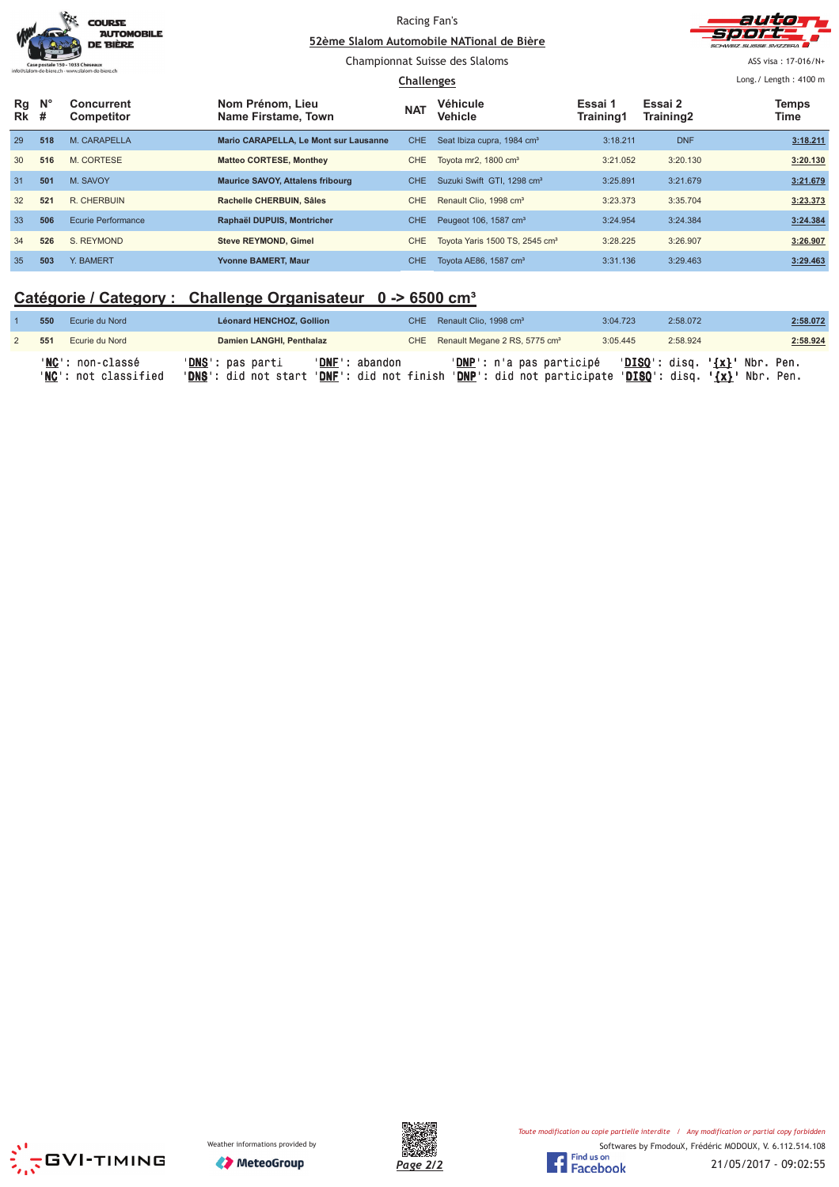Racing Fan's

52ème Slalom Automobile NATional de Bière

Championnat Suisse des Slaloms

Challenges

ASS visa : 17-016/N+

Long./ Length : 4100 m

| Rg Rk | N° # | Concurrent Competitor | Nom Prénom, Lieu Name Firstame, Town | NAT | Véhicule Vehicle | Essai 1 Training1 | Essai 2 Training2 | Temps Time |
|---|---|---|---|---|---|---|---|---|
| 29 | 518 | M. CARAPELLA | Mario CARAPELLA, Le Mont sur Lausanne | CHE | Seat Ibiza cupra, 1984 cm³ | 3:18.211 | DNF | 3:18.211 |
| 30 | 516 | M. CORTESE | Matteo CORTESE, Monthey | CHE | Toyota mr2, 1800 cm³ | 3:21.052 | 3:20.130 | 3:20.130 |
| 31 | 501 | M. SAVOY | Maurice SAVOY, Attalens fribourg | CHE | Suzuki Swift GTI, 1298 cm³ | 3:25.891 | 3:21.679 | 3:21.679 |
| 32 | 521 | R. CHERBUIN | Rachelle CHERBUIN, Sâles | CHE | Renault Clio, 1998 cm³ | 3:23.373 | 3:35.704 | 3:23.373 |
| 33 | 506 | Ecurie Performance | Raphaël DUPUIS, Montricher | CHE | Peugeot 106, 1587 cm³ | 3:24.954 | 3:24.384 | 3:24.384 |
| 34 | 526 | S. REYMOND | Steve REYMOND, Gimel | CHE | Toyota Yaris 1500 TS, 2545 cm³ | 3:28.225 | 3:26.907 | 3:26.907 |
| 35 | 503 | Y. BAMERT | Yvonne BAMERT, Maur | CHE | Toyota AE86, 1587 cm³ | 3:31.136 | 3:29.463 | 3:29.463 |

## Catégorie / Category : Challenge Organisateur 0 -> 6500 cm³

| Rg Rk | N° # | Concurrent Competitor | Nom Prénom, Lieu Name Firstame, Town | NAT | Véhicule Vehicle | Essai 1 Training1 | Essai 2 Training2 | Temps Time |
|---|---|---|---|---|---|---|---|---|
| 1 | 550 | Ecurie du Nord | Léonard HENCHOZ, Gollion | CHE | Renault Clio, 1998 cm³ | 3:04.723 | 2:58.072 | 2:58.072 |
| 2 | 551 | Ecurie du Nord | Damien LANGHI, Penthalaz | CHE | Renault Megane 2 RS, 5775 cm³ | 3:05.445 | 2:58.924 | 2:58.924 |

'NC': non-classé 'DNS': pas parti 'DNF': abandon 'DNP': n'a pas participé 'DISQ': disq. '{x}' Nbr. Pen.
'NC': not classified 'DNS': did not start 'DNF': did not finish 'DNP': did not participate 'DISQ': disq. '{x}' Nbr. Pen.

Weather informations provided by MeteoGroup

Toute modification ou copie partielle interdite / Any modification or partial copy forbidden

Softwares by FmodouX, Frédéric MODOUX, V. 6.112.514.108

21/05/2017 - 09:02:55